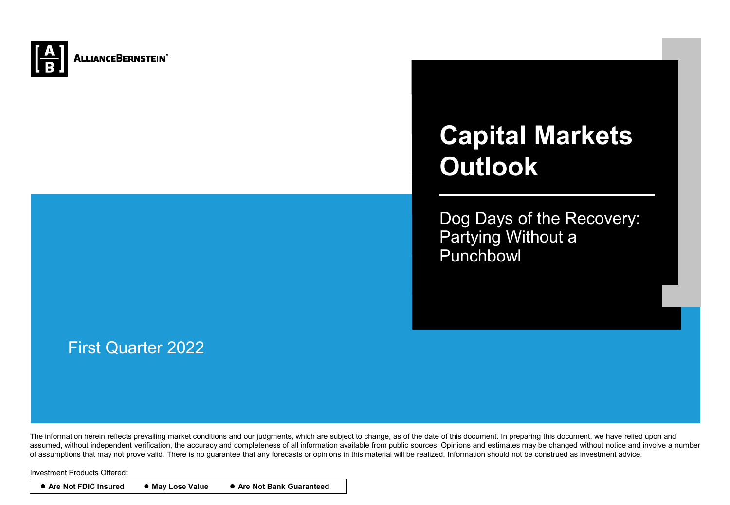ALLIANCEBERNSTEIN®

# Capital Markets Outlook

## Dog Days of the Recovery: Partying Without a Punchbowl

First Quarter 2022

The information herein reflects prevailing market conditions and our judgments, which are subject to change, as of the date of this document. In preparing this document, we have relied upon and assumed, without independent verification, the accuracy and completeness of all information available from public sources. Opinions and estimates may be changed without notice and involve a number of assumptions that may not prove valid. There is no guarantee that any forecasts or opinions in this material will be realized. Information should not be construed as investment advice.

Investment Products Offered:

- **Are Not FDIC Insured**
- **May Lose Value**
- **Are Not Bank Guaranteed**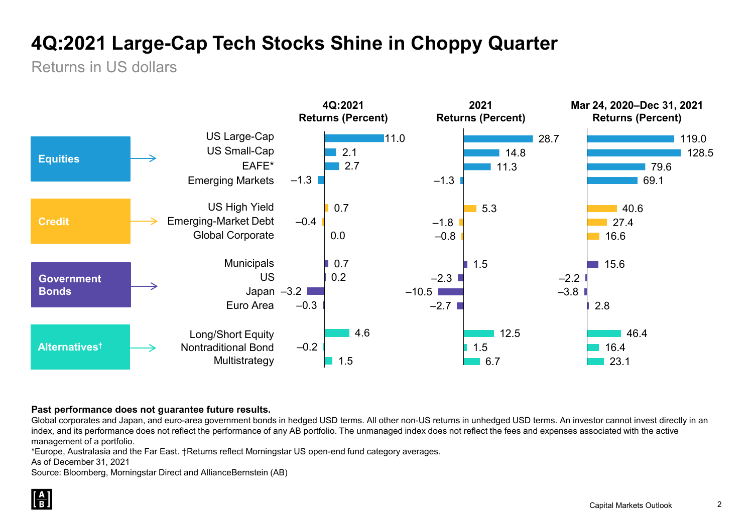# 4Q:2021 Large-Cap Tech Stocks Shine in Choppy Quarter

Returns in US dollars

| Category | Asset | 4Q:2021 Returns (Percent) | 2021 Returns (Percent) | Mar 24, 2020–Dec 31, 2021 Returns (Percent) |
|---|---|---|---|---|
| Equities | US Large-Cap | 11.0 | 28.7 | 119.0 |
| | US Small-Cap | 2.1 | 14.8 | 128.5 |
| | EAFE* | 2.7 | 11.3 | 79.6 |
| | Emerging Markets | –1.3 | –1.3 | 69.1 |
| Credit | US High Yield | 0.7 | 5.3 | 40.6 |
| | Emerging-Market Debt | –0.4 | –1.8 | 27.4 |
| | Global Corporate | 0.0 | –0.8 | 16.6 |
| Government Bonds | Municipals | 0.7 | 1.5 | 15.6 |
| | US | 0.2 | –2.3 | –2.2 |
| | Japan | –3.2 | –10.5 | –3.8 |
| | Euro Area | –0.3 | –2.7 | 2.8 |
| Alternatives† | Long/Short Equity | 4.6 | 12.5 | 46.4 |
| | Nontraditional Bond | –0.2 | 1.5 | 16.4 |
| | Multistrategy | 1.5 | 6.7 | 23.1 |

**Past performance does not guarantee future results.**

Global corporates and Japan, and euro-area government bonds in hedged USD terms. All other non-US returns in unhedged USD terms. An investor cannot invest directly in an index, and its performance does not reflect the performance of any AB portfolio. The unmanaged index does not reflect the fees and expenses associated with the active management of a portfolio.

*Europe, Australasia and the Far East. †Returns reflect Morningstar US open-end fund category averages.

As of December 31, 2021

Source: Bloomberg, Morningstar Direct and AllianceBernstein (AB)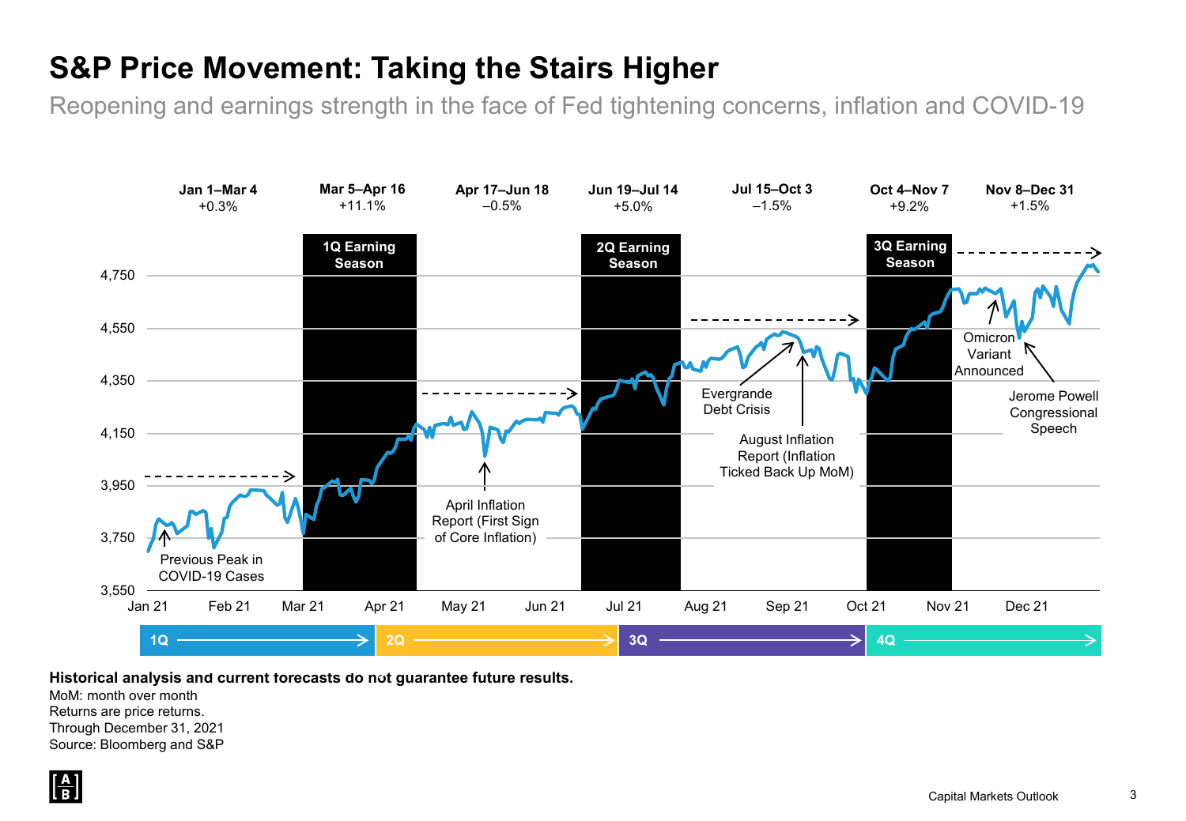# S&P Price Movement: Taking the Stairs Higher

Reopening and earnings strength in the face of Fed tightening concerns, inflation and COVID-19

| Period | Return |
|---|---|
| Jan 1–Mar 4 | +0.3% |
| Mar 5–Apr 16 | +11.1% |
| Apr 17–Jun 18 | –0.5% |
| Jun 19–Jul 14 | +5.0% |
| Jul 15–Oct 3 | –1.5% |
| Oct 4–Nov 7 | +9.2% |
| Nov 8–Dec 31 | +1.5% |

1Q Earning Season

2Q Earning Season

3Q Earning Season

Previous Peak in COVID-19 Cases

April Inflation Report (First Sign of Core Inflation)

Evergrande Debt Crisis

August Inflation Report (Inflation Ticked Back Up MoM)

Omicron Variant Announced

Jerome Powell Congressional Speech

4,750
4,550
4,350
4,150
3,950
3,750
3,550

Jan 21 | Feb 21 | Mar 21 | Apr 21 | May 21 | Jun 21 | Jul 21 | Aug 21 | Sep 21 | Oct 21 | Nov 21 | Dec 21

1Q → 2Q → 3Q → 4Q →

**Historical analysis and current forecasts do not guarantee future results.**

MoM: month over month

Returns are price returns.

Through December 31, 2021

Source: Bloomberg and S&P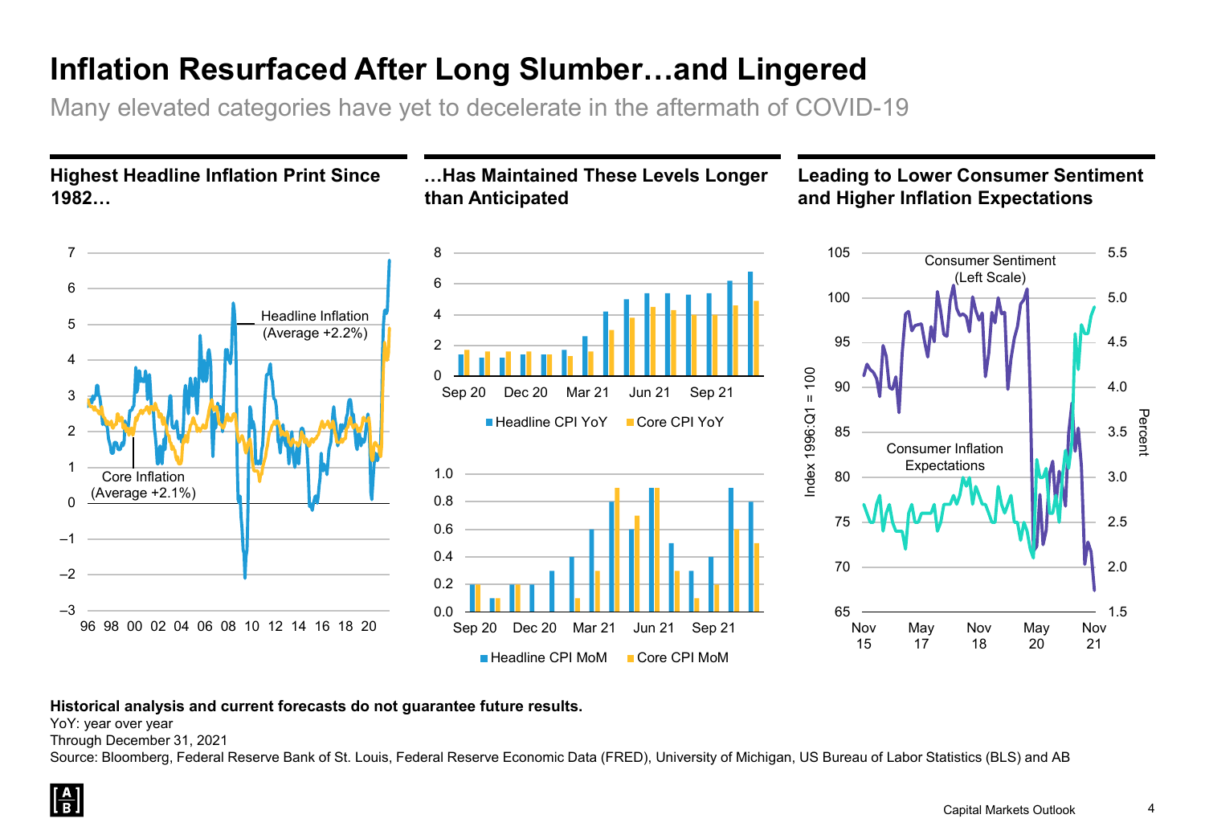# Inflation Resurfaced After Long Slumber…and Lingered

Many elevated categories have yet to decelerate in the aftermath of COVID-19

### Highest Headline Inflation Print Since 1982…

Headline Inflation (Average +2.2%)

Core Inflation (Average +2.1%)

### …Has Maintained These Levels Longer than Anticipated

Headline CPI YoY | Core CPI YoY

Headline CPI MoM | Core CPI MoM

### Leading to Lower Consumer Sentiment and Higher Inflation Expectations

Consumer Sentiment (Left Scale)

Consumer Inflation Expectations

Index 1996:Q1 = 100 | Percent

**Historical analysis and current forecasts do not guarantee future results.**

YoY: year over year

Through December 31, 2021

Source: Bloomberg, Federal Reserve Bank of St. Louis, Federal Reserve Economic Data (FRED), University of Michigan, US Bureau of Labor Statistics (BLS) and AB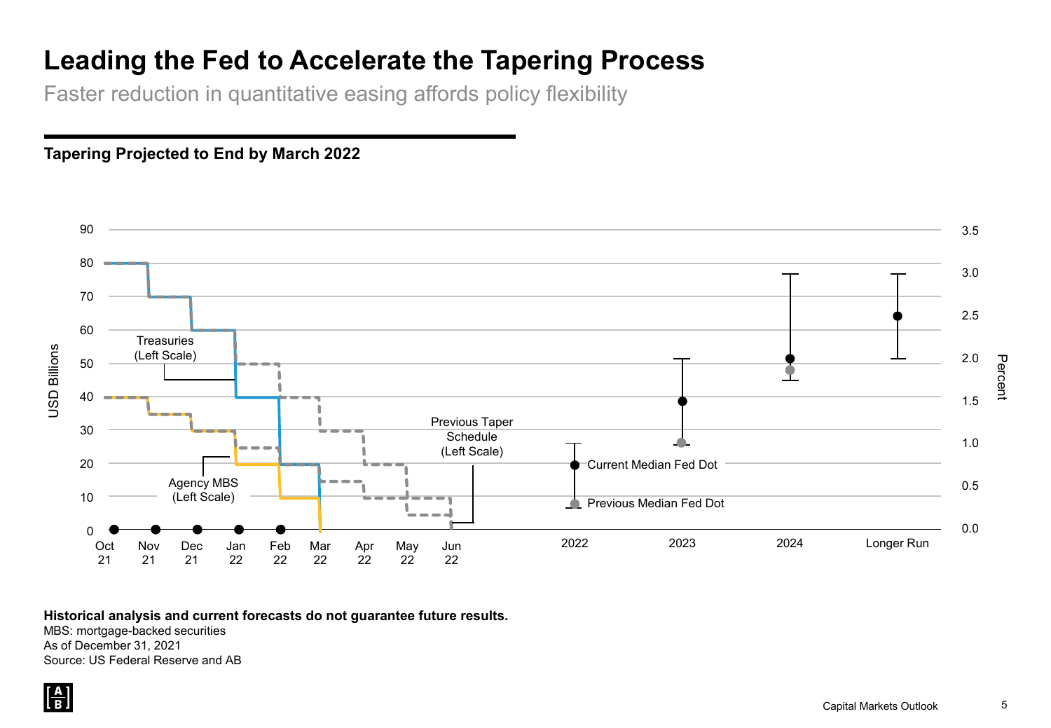# Leading the Fed to Accelerate the Tapering Process

Faster reduction in quantitative easing affords policy flexibility

**Tapering Projected to End by March 2022**

**Historical analysis and current forecasts do not guarantee future results.**

MBS: mortgage-backed securities

As of December 31, 2021

Source: US Federal Reserve and AB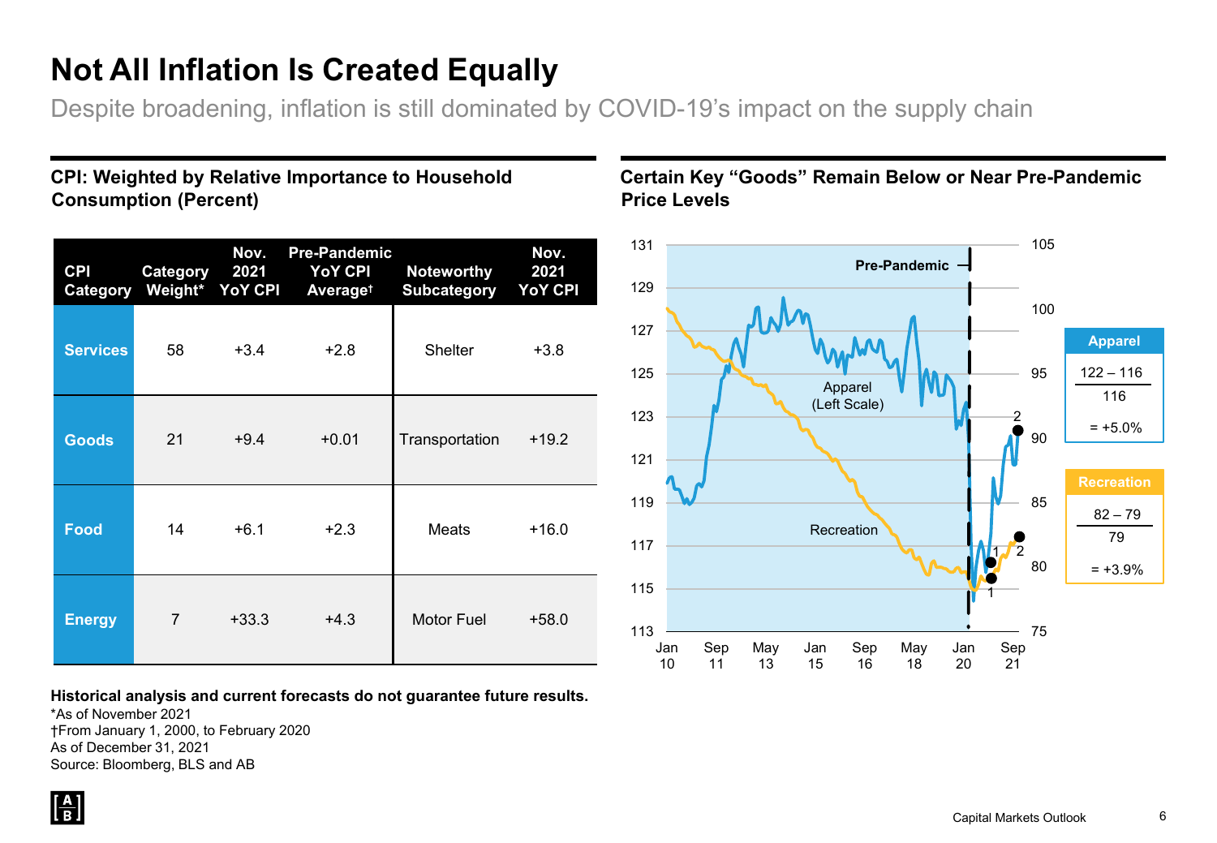# Not All Inflation Is Created Equally

Despite broadening, inflation is still dominated by COVID-19's impact on the supply chain

## CPI: Weighted by Relative Importance to Household Consumption (Percent)

| CPI Category | Category Weight* | Nov. 2021 YoY CPI | Pre-Pandemic YoY CPI Average† | Noteworthy Subcategory | Nov. 2021 YoY CPI |
|---|---|---|---|---|---|
| Services | 58 | +3.4 | +2.8 | Shelter | +3.8 |
| Goods | 21 | +9.4 | +0.01 | Transportation | +19.2 |
| Food | 14 | +6.1 | +2.3 | Meats | +16.0 |
| Energy | 7 | +33.3 | +4.3 | Motor Fuel | +58.0 |

## Certain Key "Goods" Remain Below or Near Pre-Pandemic Price Levels

Apparel: (122 – 116) / 116 = +5.0%

Recreation: (82 – 79) / 79 = +3.9%

**Historical analysis and current forecasts do not guarantee future results.**

*As of November 2021

†From January 1, 2000, to February 2020

As of December 31, 2021

Source: Bloomberg, BLS and AB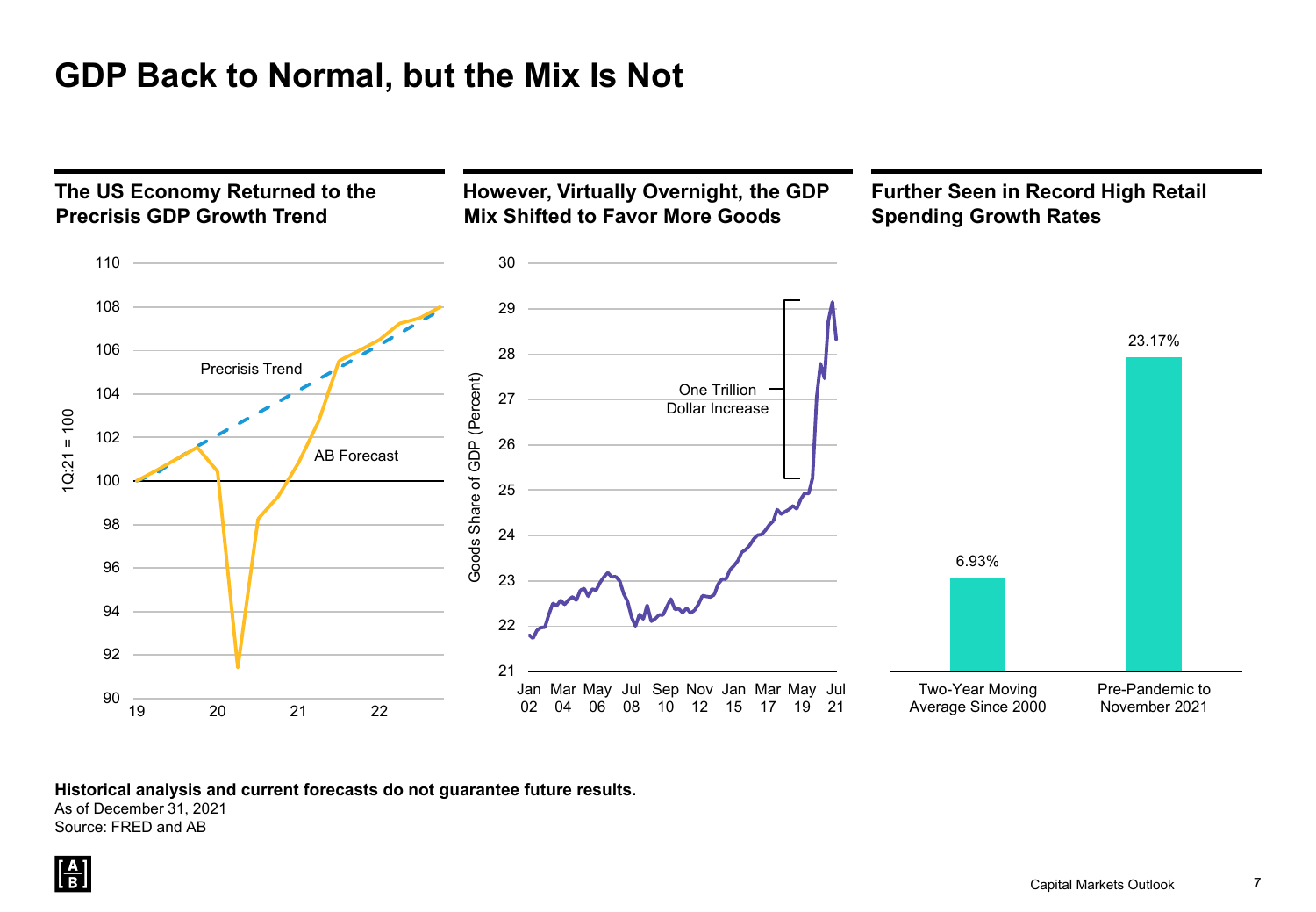# GDP Back to Normal, but the Mix Is Not

## The US Economy Returned to the Precrisis GDP Growth Trend

1Q:21 = 100

110, 108, 106, 104, 102, 100, 98, 96, 94, 92, 90

19, 20, 21, 22

Precrisis Trend

AB Forecast

## However, Virtually Overnight, the GDP Mix Shifted to Favor More Goods

Goods Share of GDP (Percent)

30, 29, 28, 27, 26, 25, 24, 23, 22, 21

Jan 02, Mar 04, May 06, Jul 08, Sep 10, Nov 12, Jan 15, Mar 17, May 19, Jul 21

One Trillion Dollar Increase

## Further Seen in Record High Retail Spending Growth Rates

| | Two-Year Moving Average Since 2000 | Pre-Pandemic to November 2021 |
|---|---|---|
| Retail spending growth | 6.93% | 23.17% |

**Historical analysis and current forecasts do not guarantee future results.**

As of December 31, 2021

Source: FRED and AB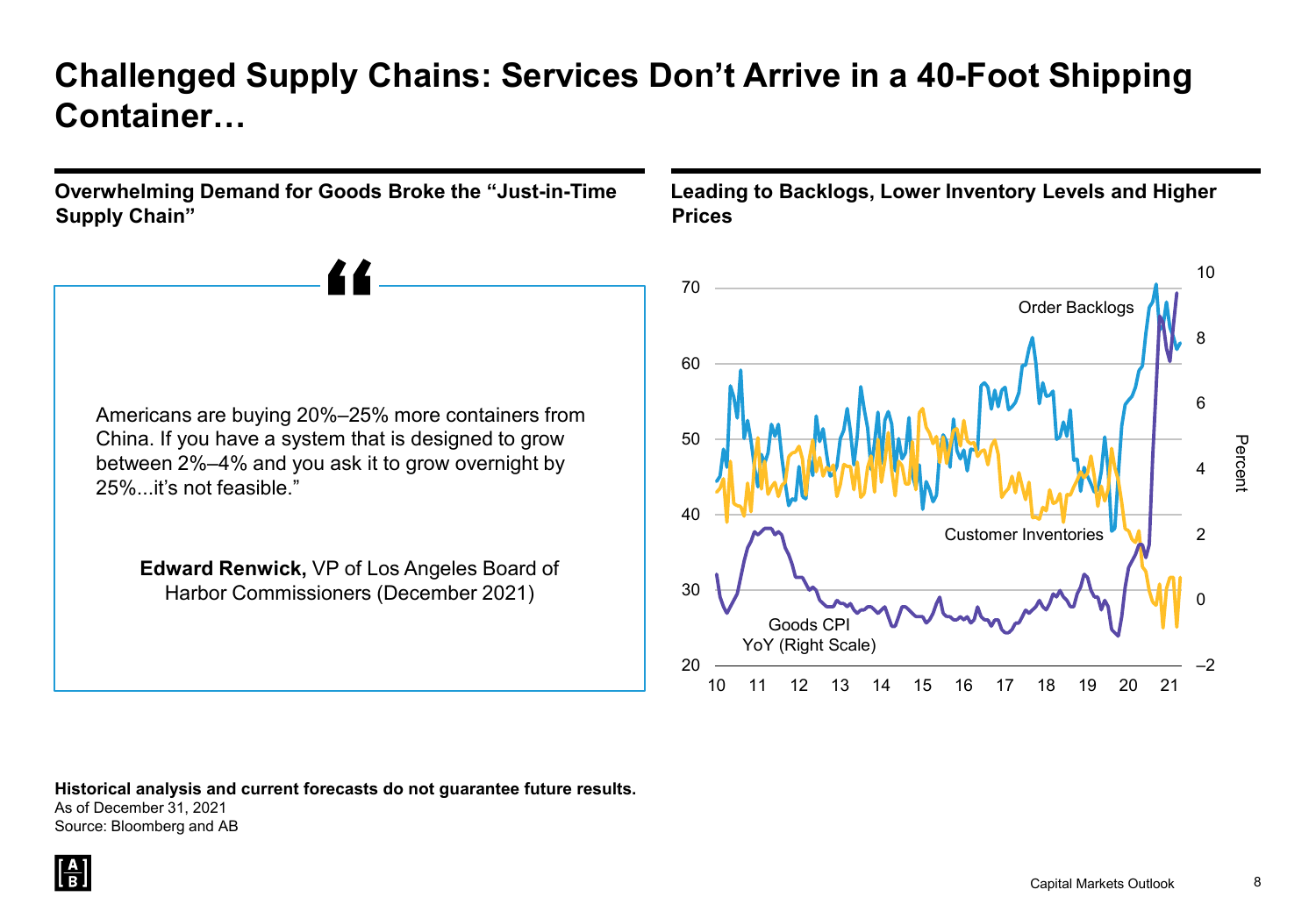# Challenged Supply Chains: Services Don't Arrive in a 40-Foot Shipping Container…

## Overwhelming Demand for Goods Broke the "Just-in-Time Supply Chain"

> Americans are buying 20%–25% more containers from China. If you have a system that is designed to grow between 2%–4% and you ask it to grow overnight by 25%...it's not feasible."
>
> **Edward Renwick,** VP of Los Angeles Board of Harbor Commissioners (December 2021)

## Leading to Backlogs, Lower Inventory Levels and Higher Prices

Order Backlogs

Customer Inventories

Goods CPI YoY (Right Scale)

**Historical analysis and current forecasts do not guarantee future results.**

As of December 31, 2021

Source: Bloomberg and AB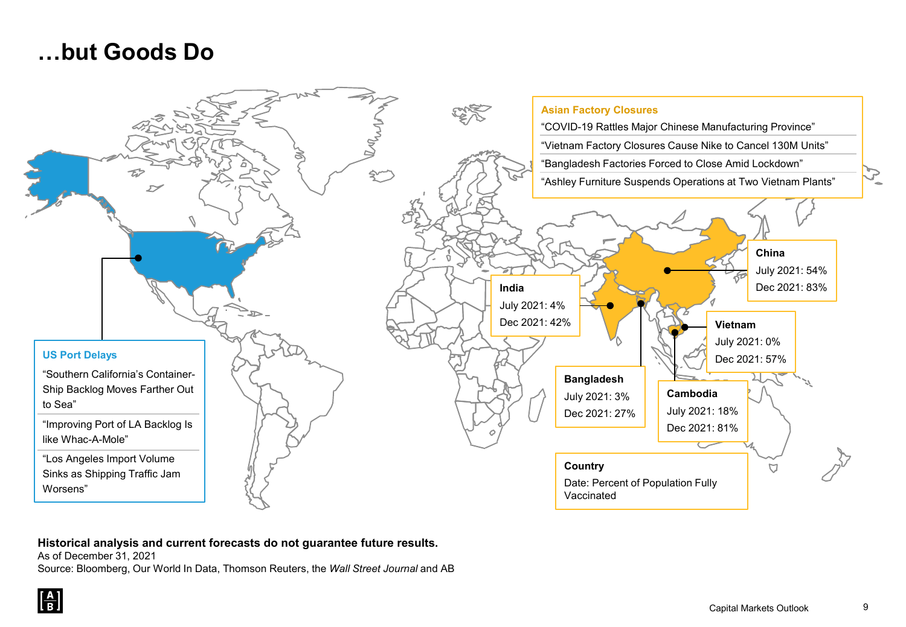# …but Goods Do

**Asian Factory Closures**

"COVID-19 Rattles Major Chinese Manufacturing Province"

"Vietnam Factory Closures Cause Nike to Cancel 130M Units"

"Bangladesh Factories Forced to Close Amid Lockdown"

"Ashley Furniture Suspends Operations at Two Vietnam Plants"

**US Port Delays**

"Southern California's Container-Ship Backlog Moves Farther Out to Sea"

"Improving Port of LA Backlog Is like Whac-A-Mole"

"Los Angeles Import Volume Sinks as Shipping Traffic Jam Worsens"

**China**
July 2021: 54%
Dec 2021: 83%

**India**
July 2021: 4%
Dec 2021: 42%

**Vietnam**
July 2021: 0%
Dec 2021: 57%

**Bangladesh**
July 2021: 3%
Dec 2021: 27%

**Cambodia**
July 2021: 18%
Dec 2021: 81%

**Country**
Date: Percent of Population Fully Vaccinated

**Historical analysis and current forecasts do not guarantee future results.**
As of December 31, 2021
Source: Bloomberg, Our World In Data, Thomson Reuters, the *Wall Street Journal* and AB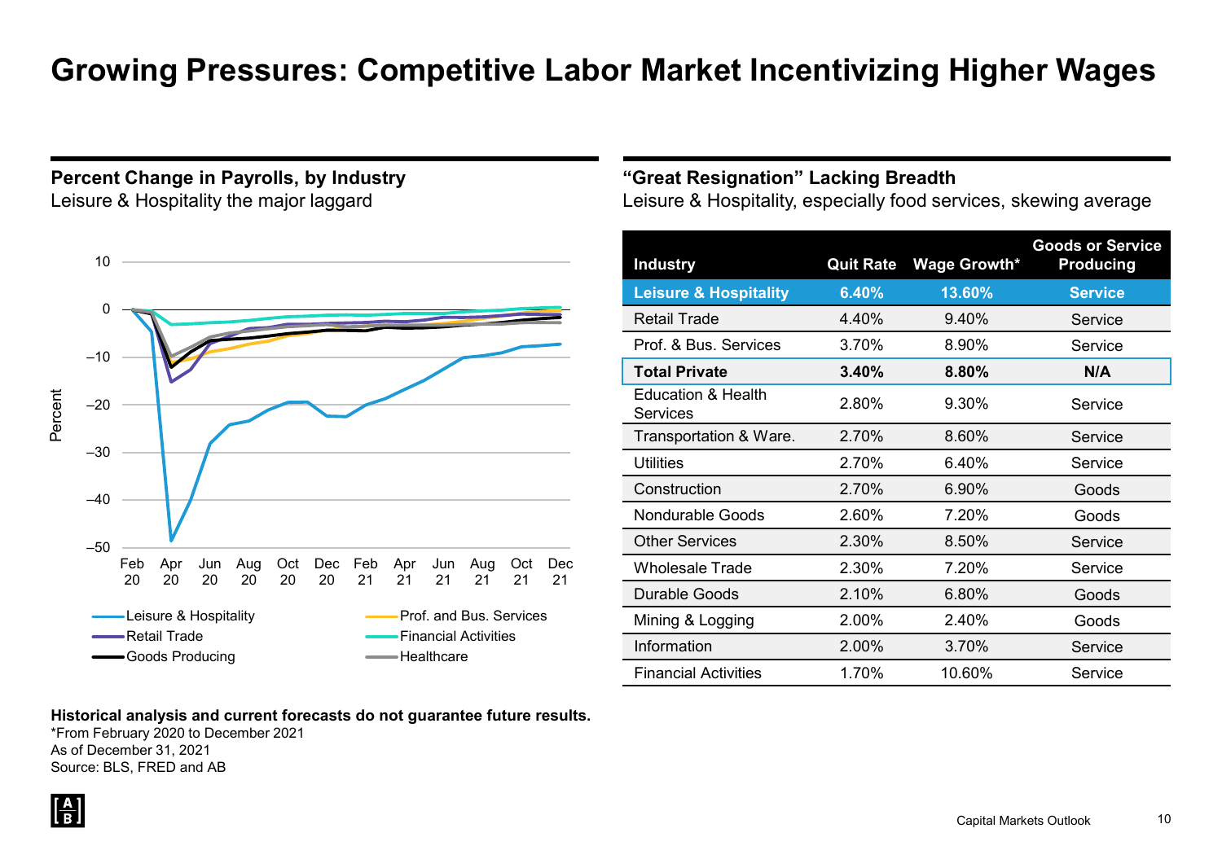# Growing Pressures: Competitive Labor Market Incentivizing Higher Wages

## Percent Change in Payrolls, by Industry

Leisure & Hospitality the major laggard

## "Great Resignation" Lacking Breadth

Leisure & Hospitality, especially food services, skewing average

| Industry | Quit Rate | Wage Growth* | Goods or Service Producing |
|---|---|---|---|
| **Leisure & Hospitality** | **6.40%** | **13.60%** | **Service** |
| Retail Trade | 4.40% | 9.40% | Service |
| Prof. & Bus. Services | 3.70% | 8.90% | Service |
| **Total Private** | **3.40%** | **8.80%** | **N/A** |
| Education & Health Services | 2.80% | 9.30% | Service |
| Transportation & Ware. | 2.70% | 8.60% | Service |
| Utilities | 2.70% | 6.40% | Service |
| Construction | 2.70% | 6.90% | Goods |
| Nondurable Goods | 2.60% | 7.20% | Goods |
| Other Services | 2.30% | 8.50% | Service |
| Wholesale Trade | 2.30% | 7.20% | Service |
| Durable Goods | 2.10% | 6.80% | Goods |
| Mining & Logging | 2.00% | 2.40% | Goods |
| Information | 2.00% | 3.70% | Service |
| Financial Activities | 1.70% | 10.60% | Service |

**Historical analysis and current forecasts do not guarantee future results.**

*From February 2020 to December 2021

As of December 31, 2021

Source: BLS, FRED and AB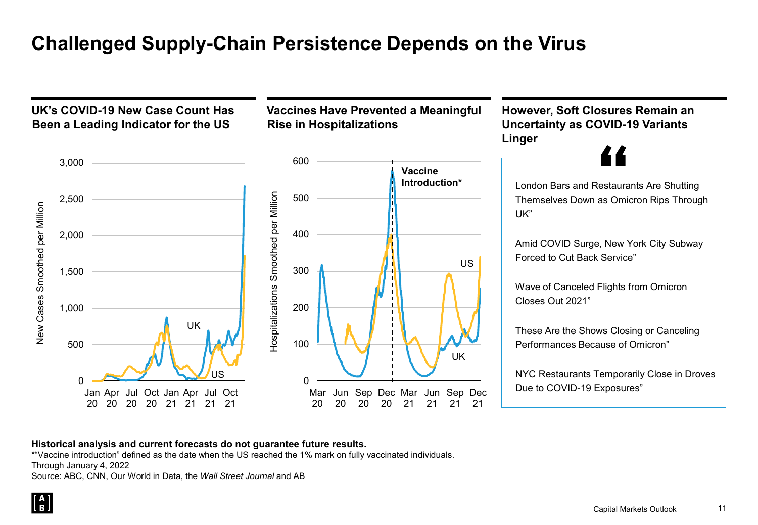# Challenged Supply-Chain Persistence Depends on the Virus

## UK's COVID-19 New Case Count Has Been a Leading Indicator for the US

New Cases Smoothed per Million

UK, US

Jan 20, Apr 20, Jul 20, Oct 20, Jan 21, Apr 21, Jul 21, Oct 21

## Vaccines Have Prevented a Meaningful Rise in Hospitalizations

Hospitalizations Smoothed per Million

Vaccine Introduction*

US, UK

Mar 20, Jun 20, Sep 20, Dec 20, Mar 21, Jun 21, Sep 21, Dec 21

## However, Soft Closures Remain an Uncertainty as COVID-19 Variants Linger

"

London Bars and Restaurants Are Shutting Themselves Down as Omicron Rips Through UK"

Amid COVID Surge, New York City Subway Forced to Cut Back Service"

Wave of Canceled Flights from Omicron Closes Out 2021"

These Are the Shows Closing or Canceling Performances Because of Omicron"

NYC Restaurants Temporarily Close in Droves Due to COVID-19 Exposures"

**Historical analysis and current forecasts do not guarantee future results.**

*"Vaccine introduction" defined as the date when the US reached the 1% mark on fully vaccinated individuals.

Through January 4, 2022

Source: ABC, CNN, Our World in Data, the *Wall Street Journal* and AB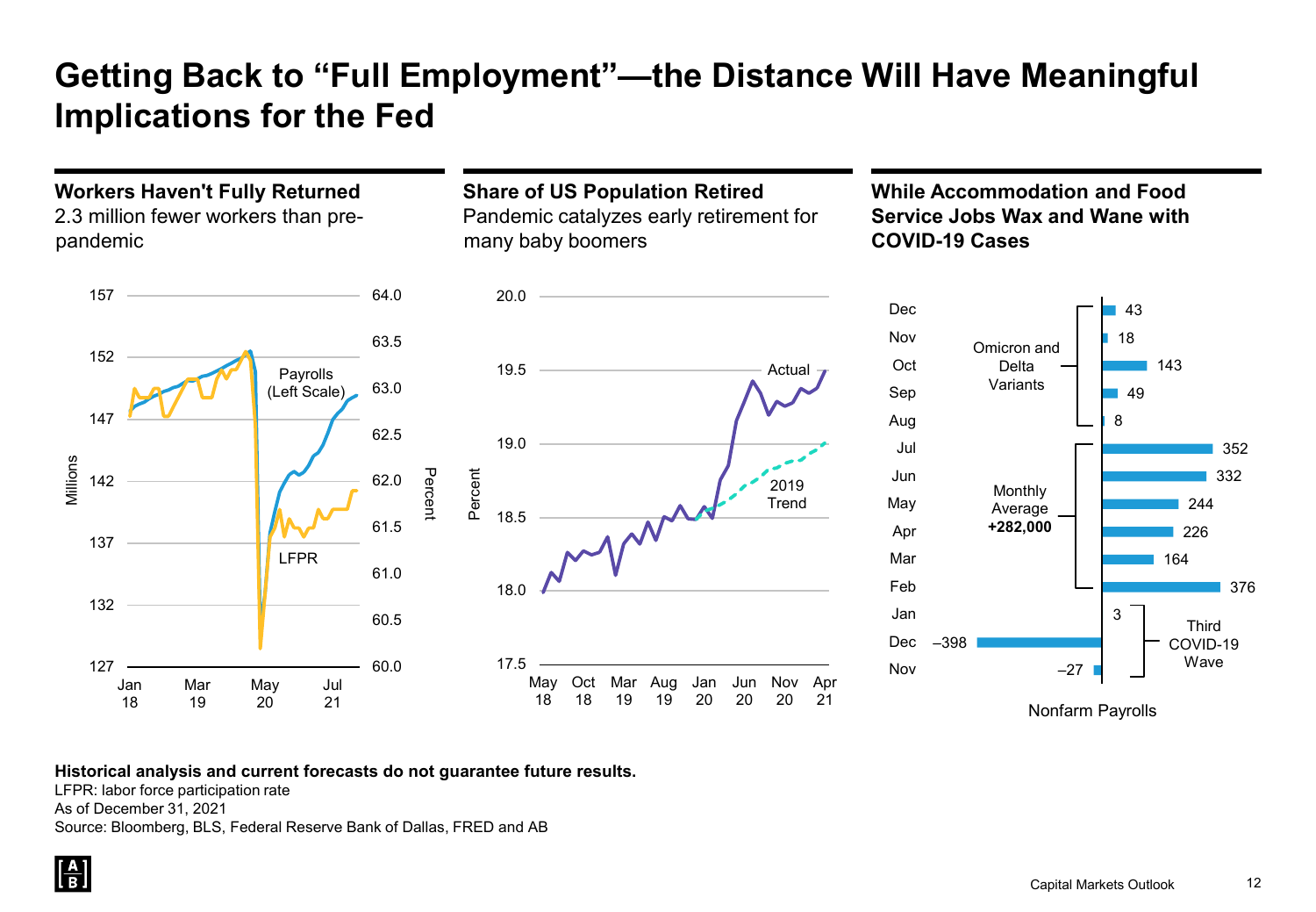# Getting Back to "Full Employment"—the Distance Will Have Meaningful Implications for the Fed

## Workers Haven't Fully Returned

2.3 million fewer workers than pre-pandemic

Payrolls (Left Scale)

LFPR

Millions (127–157); Percent (60.0–64.0)

Jan 18, Mar 19, May 20, Jul 21

## Share of US Population Retired

Pandemic catalyzes early retirement for many baby boomers

Actual

2019 Trend

Percent (17.5–20.0)

May 18, Oct 18, Mar 19, Aug 19, Jan 20, Jun 20, Nov 20, Apr 21

## While Accommodation and Food Service Jobs Wax and Wane with COVID-19 Cases

Nonfarm Payrolls

| Month | Nonfarm Payrolls | Annotation |
|---|---|---|
| Dec | 43 | Omicron and Delta Variants |
| Nov | 18 | Omicron and Delta Variants |
| Oct | 143 | Omicron and Delta Variants |
| Sep | 49 | Omicron and Delta Variants |
| Aug | 8 | Omicron and Delta Variants |
| Jul | 352 | Monthly Average **+282,000** |
| Jun | 332 | Monthly Average **+282,000** |
| May | 244 | Monthly Average **+282,000** |
| Apr | 226 | Monthly Average **+282,000** |
| Mar | 164 | Monthly Average **+282,000** |
| Feb | 376 | Monthly Average **+282,000** |
| Jan | 3 | Third COVID-19 Wave |
| Dec | –398 | Third COVID-19 Wave |
| Nov | –27 | Third COVID-19 Wave |

**Historical analysis and current forecasts do not guarantee future results.**

LFPR: labor force participation rate

As of December 31, 2021

Source: Bloomberg, BLS, Federal Reserve Bank of Dallas, FRED and AB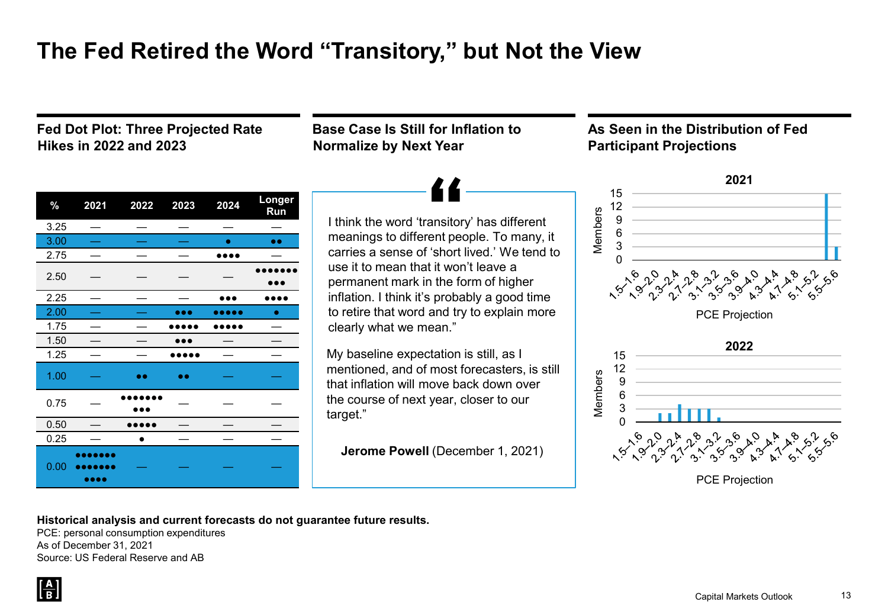# The Fed Retired the Word "Transitory," but Not the View

## Fed Dot Plot: Three Projected Rate Hikes in 2022 and 2023

| % | 2021 | 2022 | 2023 | 2024 | Longer Run |
|---|---|---|---|---|---|
| 3.25 | — | — | — | — | — |
| 3.00 | — | — | — | ● | ●● |
| 2.75 | — | — | — | ●●●● | — |
| 2.50 | — | — | — | — | ●●●●●●● ●●● |
| 2.25 | — | — | — | ●●● | ●●●● |
| 2.00 | — | — | ●●● | ●●●●● | ● |
| 1.75 | — | — | ●●●●● | ●●●●● | — |
| 1.50 | — | — | ●●● | — | — |
| 1.25 | — | — | ●●●●● | — | — |
| 1.00 | — | ●● | ●● | — | — |
| 0.75 | — | ●●●●●●● ●●● | — | — | — |
| 0.50 | — | ●●●●● | — | — | — |
| 0.25 | — | ● | — | — | — |
| 0.00 | ●●●●●●● ●●●●●●● ●●●● | — | — | — | — |

## Base Case Is Still for Inflation to Normalize by Next Year

> I think the word 'transitory' has different meanings to different people. To many, it carries a sense of 'short lived.' We tend to use it to mean that it won't leave a permanent mark in the form of higher inflation. I think it's probably a good time to retire that word and try to explain more clearly what we mean."
>
> My baseline expectation is still, as I mentioned, and of most forecasters, is still that inflation will move back down over the course of next year, closer to our target."
>
> **Jerome Powell** (December 1, 2021)

## As Seen in the Distribution of Fed Participant Projections

**2021**

| PCE Projection | Members |
|---|---|
| 1.5–1.6 | 0 |
| 1.9–2.0 | 0 |
| 2.3–2.4 | 0 |
| 2.7–2.8 | 0 |
| 3.1–3.2 | 0 |
| 3.5–3.6 | 0 |
| 3.9–4.0 | 0 |
| 4.3–4.4 | 0 |
| 4.7–4.8 | 0 |
| 5.1–5.2 | 0 |
| 5.3–5.4 | 15 |
| 5.5–5.6 | 3 |

**2022**

| PCE Projection | Members |
|---|---|
| 1.5–1.6 | 0 |
| 1.7–1.8 | 0 |
| 1.9–2.0 | 2 |
| 2.1–2.2 | 2 |
| 2.3–2.4 | 4 |
| 2.5–2.6 | 3 |
| 2.7–2.8 | 3 |
| 2.9–3.0 | 3 |
| 3.1–3.2 | 1 |
| 3.5–3.6 | 0 |

**Historical analysis and current forecasts do not guarantee future results.**

PCE: personal consumption expenditures

As of December 31, 2021

Source: US Federal Reserve and AB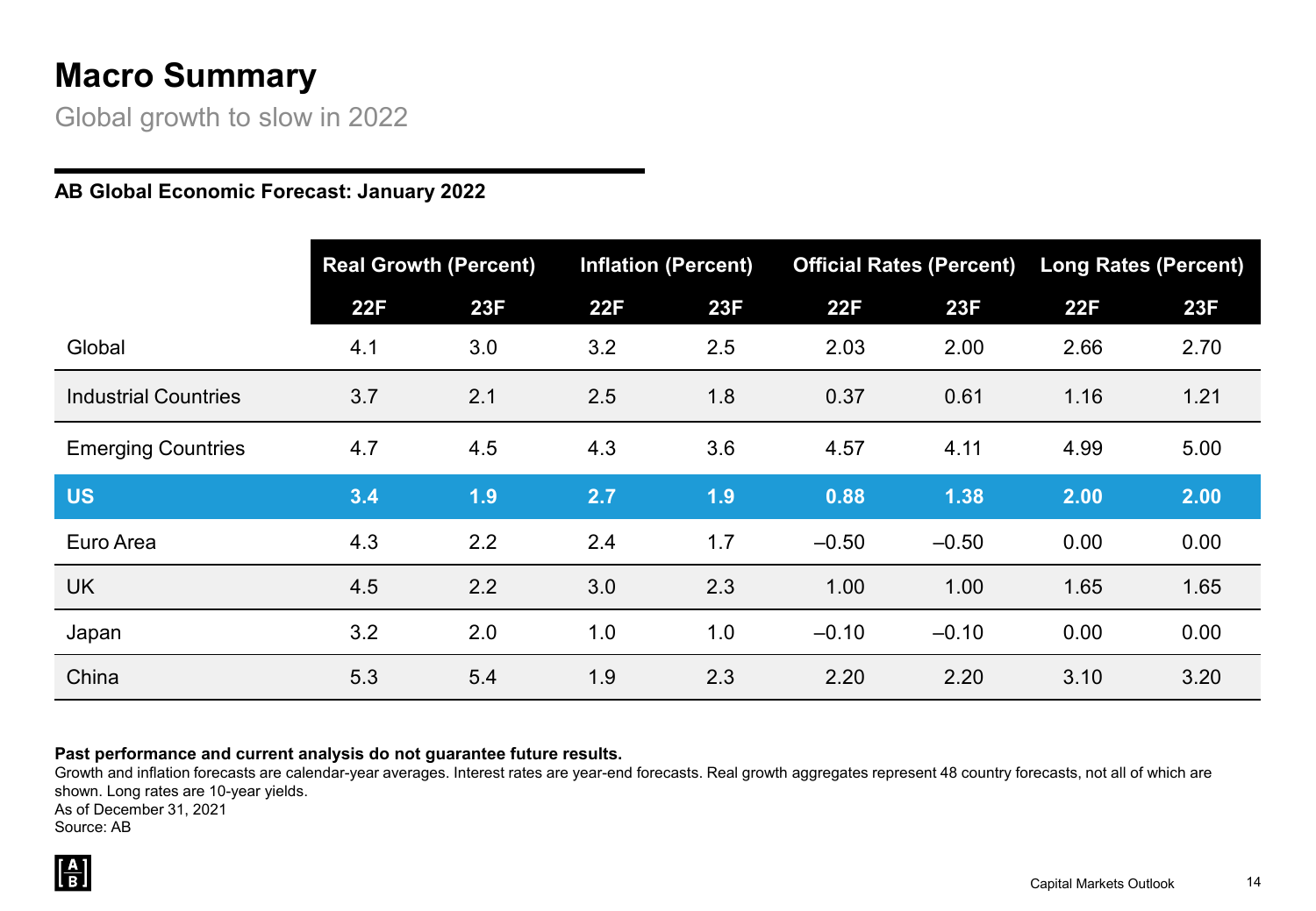# Macro Summary

Global growth to slow in 2022

**AB Global Economic Forecast: January 2022**

| | Real Growth (Percent) | | Inflation (Percent) | | Official Rates (Percent) | | Long Rates (Percent) | |
|---|---|---|---|---|---|---|---|---|
| | 22F | 23F | 22F | 23F | 22F | 23F | 22F | 23F |
| Global | 4.1 | 3.0 | 3.2 | 2.5 | 2.03 | 2.00 | 2.66 | 2.70 |
| Industrial Countries | 3.7 | 2.1 | 2.5 | 1.8 | 0.37 | 0.61 | 1.16 | 1.21 |
| Emerging Countries | 4.7 | 4.5 | 4.3 | 3.6 | 4.57 | 4.11 | 4.99 | 5.00 |
| **US** | **3.4** | **1.9** | **2.7** | **1.9** | **0.88** | **1.38** | **2.00** | **2.00** |
| Euro Area | 4.3 | 2.2 | 2.4 | 1.7 | –0.50 | –0.50 | 0.00 | 0.00 |
| UK | 4.5 | 2.2 | 3.0 | 2.3 | 1.00 | 1.00 | 1.65 | 1.65 |
| Japan | 3.2 | 2.0 | 1.0 | 1.0 | –0.10 | –0.10 | 0.00 | 0.00 |
| China | 5.3 | 5.4 | 1.9 | 2.3 | 2.20 | 2.20 | 3.10 | 3.20 |

**Past performance and current analysis do not guarantee future results.**

Growth and inflation forecasts are calendar-year averages. Interest rates are year-end forecasts. Real growth aggregates represent 48 country forecasts, not all of which are shown. Long rates are 10-year yields.

As of December 31, 2021

Source: AB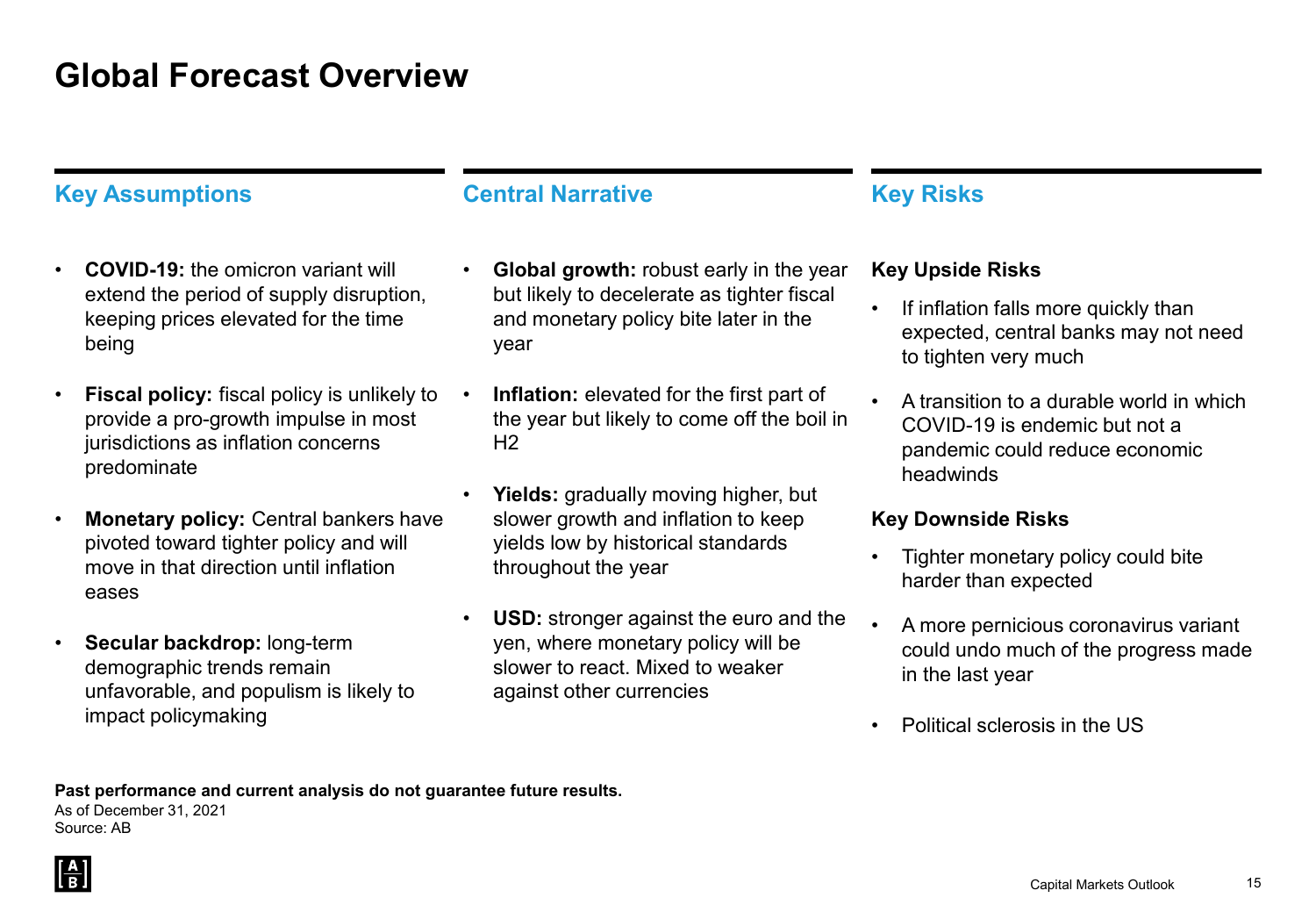# Global Forecast Overview

## Key Assumptions

- **COVID-19:** the omicron variant will extend the period of supply disruption, keeping prices elevated for the time being
- **Fiscal policy:** fiscal policy is unlikely to provide a pro-growth impulse in most jurisdictions as inflation concerns predominate
- **Monetary policy:** Central bankers have pivoted toward tighter policy and will move in that direction until inflation eases
- **Secular backdrop:** long-term demographic trends remain unfavorable, and populism is likely to impact policymaking

## Central Narrative

- **Global growth:** robust early in the year but likely to decelerate as tighter fiscal and monetary policy bite later in the year
- **Inflation:** elevated for the first part of the year but likely to come off the boil in H2
- **Yields:** gradually moving higher, but slower growth and inflation to keep yields low by historical standards throughout the year
- **USD:** stronger against the euro and the yen, where monetary policy will be slower to react. Mixed to weaker against other currencies

## Key Risks

### Key Upside Risks

- If inflation falls more quickly than expected, central banks may not need to tighten very much
- A transition to a durable world in which COVID-19 is endemic but not a pandemic could reduce economic headwinds

### Key Downside Risks

- Tighter monetary policy could bite harder than expected
- A more pernicious coronavirus variant could undo much of the progress made in the last year
- Political sclerosis in the US

**Past performance and current analysis do not guarantee future results.**
As of December 31, 2021
Source: AB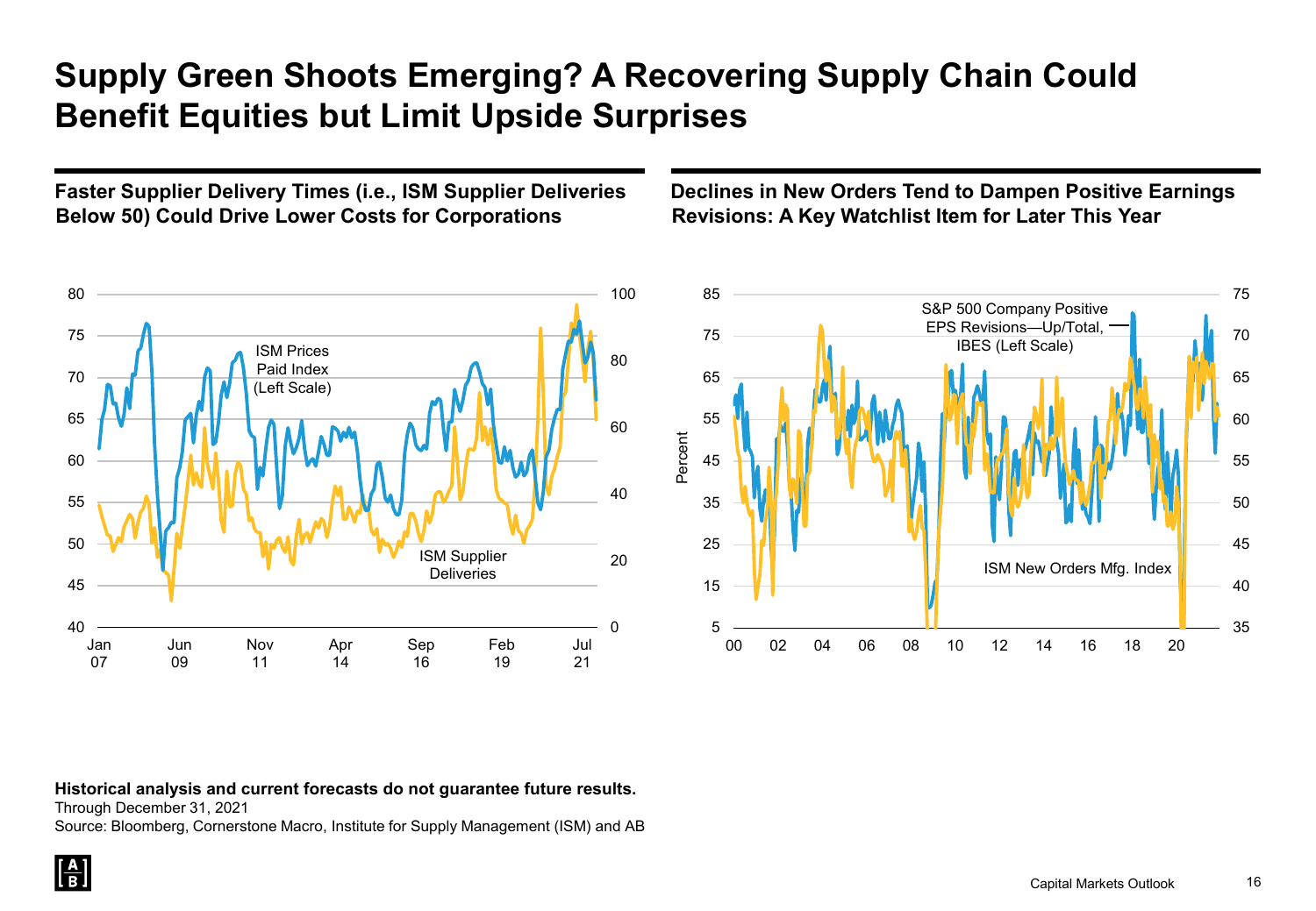# Supply Green Shoots Emerging? A Recovering Supply Chain Could Benefit Equities but Limit Upside Surprises

## Faster Supplier Delivery Times (i.e., ISM Supplier Deliveries Below 50) Could Drive Lower Costs for Corporations

ISM Prices Paid Index (Left Scale)

ISM Supplier Deliveries

## Declines in New Orders Tend to Dampen Positive Earnings Revisions: A Key Watchlist Item for Later This Year

S&P 500 Company Positive EPS Revisions—Up/Total, IBES (Left Scale)

ISM New Orders Mfg. Index

**Historical analysis and current forecasts do not guarantee future results.**

Through December 31, 2021

Source: Bloomberg, Cornerstone Macro, Institute for Supply Management (ISM) and AB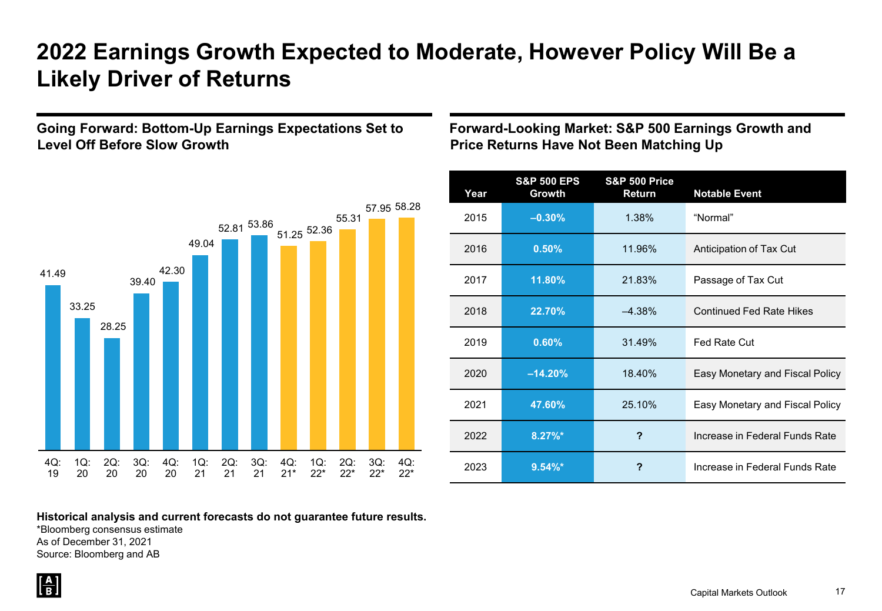# 2022 Earnings Growth Expected to Moderate, However Policy Will Be a Likely Driver of Returns

## Going Forward: Bottom-Up Earnings Expectations Set to Level Off Before Slow Growth

| Quarter | Earnings |
|---|---|
| 4Q: 19 | 41.49 |
| 1Q: 20 | 33.25 |
| 2Q: 20 | 28.25 |
| 3Q: 20 | 39.40 |
| 4Q: 20 | 42.30 |
| 1Q: 21 | 49.04 |
| 2Q: 21 | 52.81 |
| 3Q: 21 | 53.86 |
| 4Q: 21* | 51.25 |
| 1Q: 22* | 52.36 |
| 2Q: 22* | 55.31 |
| 3Q: 22* | 57.95 |
| 4Q: 22* | 58.28 |

## Forward-Looking Market: S&P 500 Earnings Growth and Price Returns Have Not Been Matching Up

| Year | S&P 500 EPS Growth | S&P 500 Price Return | Notable Event |
|---|---|---|---|
| 2015 | –0.30% | 1.38% | "Normal" |
| 2016 | 0.50% | 11.96% | Anticipation of Tax Cut |
| 2017 | 11.80% | 21.83% | Passage of Tax Cut |
| 2018 | 22.70% | –4.38% | Continued Fed Rate Hikes |
| 2019 | 0.60% | 31.49% | Fed Rate Cut |
| 2020 | –14.20% | 18.40% | Easy Monetary and Fiscal Policy |
| 2021 | 47.60% | 25.10% | Easy Monetary and Fiscal Policy |
| 2022 | 8.27%* | ? | Increase in Federal Funds Rate |
| 2023 | 9.54%* | ? | Increase in Federal Funds Rate |

**Historical analysis and current forecasts do not guarantee future results.**

*Bloomberg consensus estimate

As of December 31, 2021

Source: Bloomberg and AB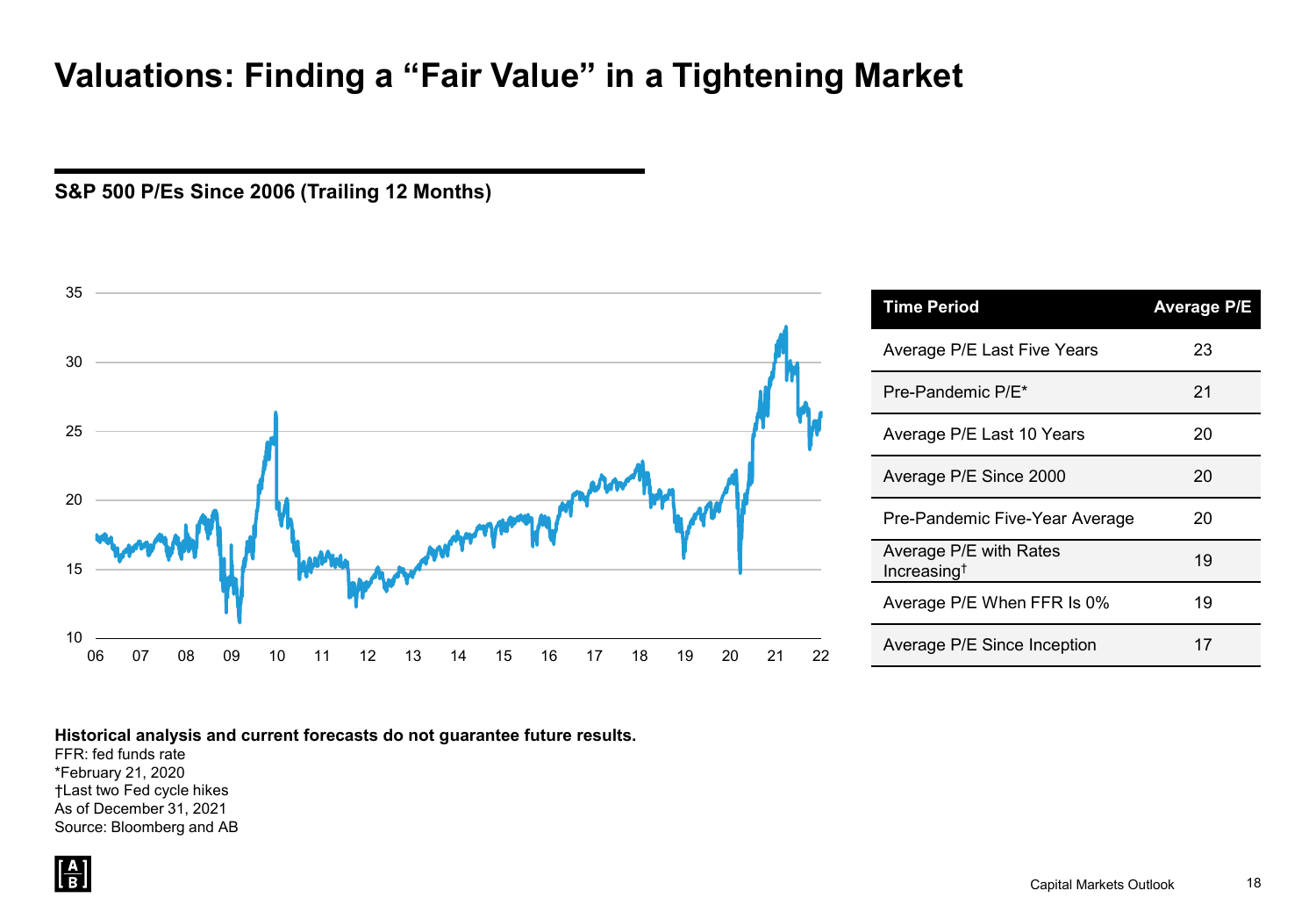# Valuations: Finding a "Fair Value" in a Tightening Market

## S&P 500 P/Es Since 2006 (Trailing 12 Months)

| Time Period | Average P/E |
|---|---|
| Average P/E Last Five Years | 23 |
| Pre-Pandemic P/E* | 21 |
| Average P/E Last 10 Years | 20 |
| Average P/E Since 2000 | 20 |
| Pre-Pandemic Five-Year Average | 20 |
| Average P/E with Rates Increasing† | 19 |
| Average P/E When FFR Is 0% | 19 |
| Average P/E Since Inception | 17 |

**Historical analysis and current forecasts do not guarantee future results.**

FFR: fed funds rate

*February 21, 2020

†Last two Fed cycle hikes

As of December 31, 2021

Source: Bloomberg and AB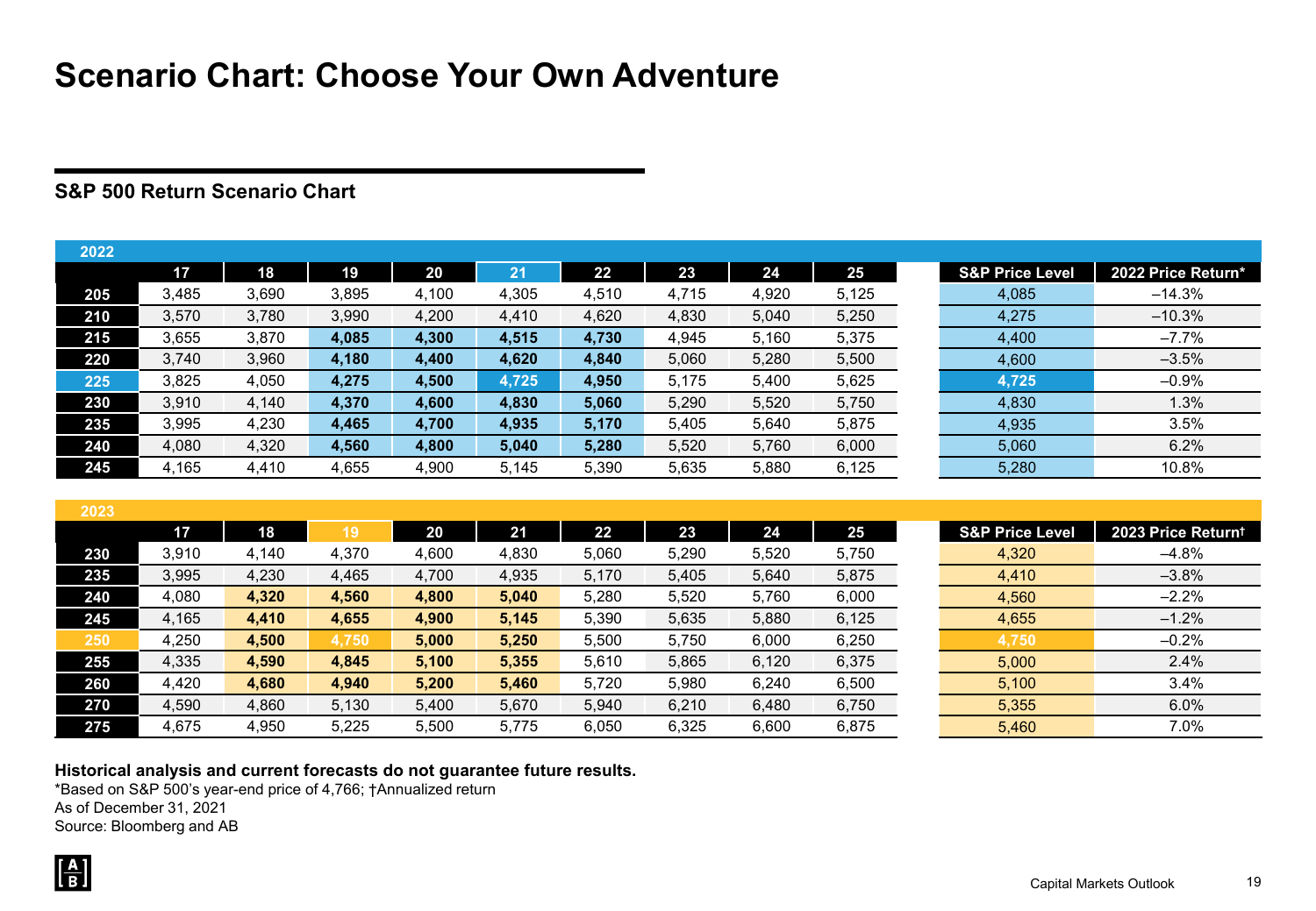# Scenario Chart: Choose Your Own Adventure

## S&P 500 Return Scenario Chart

**2022**

| | 17 | 18 | 19 | 20 | 21 | 22 | 23 | 24 | 25 | S&P Price Level | 2022 Price Return* |
|---|---|---|---|---|---|---|---|---|---|---|---|
| 205 | 3,485 | 3,690 | 3,895 | 4,100 | 4,305 | 4,510 | 4,715 | 4,920 | 5,125 | 4,085 | –14.3% |
| 210 | 3,570 | 3,780 | 3,990 | 4,200 | 4,410 | 4,620 | 4,830 | 5,040 | 5,250 | 4,275 | –10.3% |
| 215 | 3,655 | 3,870 | **4,085** | **4,300** | **4,515** | **4,730** | 4,945 | 5,160 | 5,375 | 4,400 | –7.7% |
| 220 | 3,740 | 3,960 | **4,180** | **4,400** | **4,620** | **4,840** | 5,060 | 5,280 | 5,500 | 4,600 | –3.5% |
| 225 | 3,825 | 4,050 | **4,275** | **4,500** | **4,725** | **4,950** | 5,175 | 5,400 | 5,625 | 4,725 | –0.9% |
| 230 | 3,910 | 4,140 | **4,370** | **4,600** | **4,830** | **5,060** | 5,290 | 5,520 | 5,750 | 4,830 | 1.3% |
| 235 | 3,995 | 4,230 | **4,465** | **4,700** | **4,935** | **5,170** | 5,405 | 5,640 | 5,875 | 4,935 | 3.5% |
| 240 | 4,080 | 4,320 | **4,560** | **4,800** | **5,040** | **5,280** | 5,520 | 5,760 | 6,000 | 5,060 | 6.2% |
| 245 | 4,165 | 4,410 | 4,655 | 4,900 | 5,145 | 5,390 | 5,635 | 5,880 | 6,125 | 5,280 | 10.8% |

**2023**

| | 17 | 18 | 19 | 20 | 21 | 22 | 23 | 24 | 25 | S&P Price Level | 2023 Price Return† |
|---|---|---|---|---|---|---|---|---|---|---|---|
| 230 | 3,910 | 4,140 | 4,370 | 4,600 | 4,830 | 5,060 | 5,290 | 5,520 | 5,750 | 4,320 | –4.8% |
| 235 | 3,995 | 4,230 | 4,465 | 4,700 | 4,935 | 5,170 | 5,405 | 5,640 | 5,875 | 4,410 | –3.8% |
| 240 | 4,080 | **4,320** | **4,560** | **4,800** | **5,040** | 5,280 | 5,520 | 5,760 | 6,000 | 4,560 | –2.2% |
| 245 | 4,165 | **4,410** | **4,655** | **4,900** | **5,145** | 5,390 | 5,635 | 5,880 | 6,125 | 4,655 | –1.2% |
| 250 | 4,250 | **4,500** | **4,750** | **5,000** | **5,250** | 5,500 | 5,750 | 6,000 | 6,250 | 4,750 | –0.2% |
| 255 | 4,335 | **4,590** | **4,845** | **5,100** | **5,355** | 5,610 | 5,865 | 6,120 | 6,375 | 5,000 | 2.4% |
| 260 | 4,420 | **4,680** | **4,940** | **5,200** | **5,460** | 5,720 | 5,980 | 6,240 | 6,500 | 5,100 | 3.4% |
| 270 | 4,590 | 4,860 | 5,130 | 5,400 | 5,670 | 5,940 | 6,210 | 6,480 | 6,750 | 5,355 | 6.0% |
| 275 | 4,675 | 4,950 | 5,225 | 5,500 | 5,775 | 6,050 | 6,325 | 6,600 | 6,875 | 5,460 | 7.0% |

**Historical analysis and current forecasts do not guarantee future results.**

*Based on S&P 500's year-end price of 4,766; †Annualized return

As of December 31, 2021

Source: Bloomberg and AB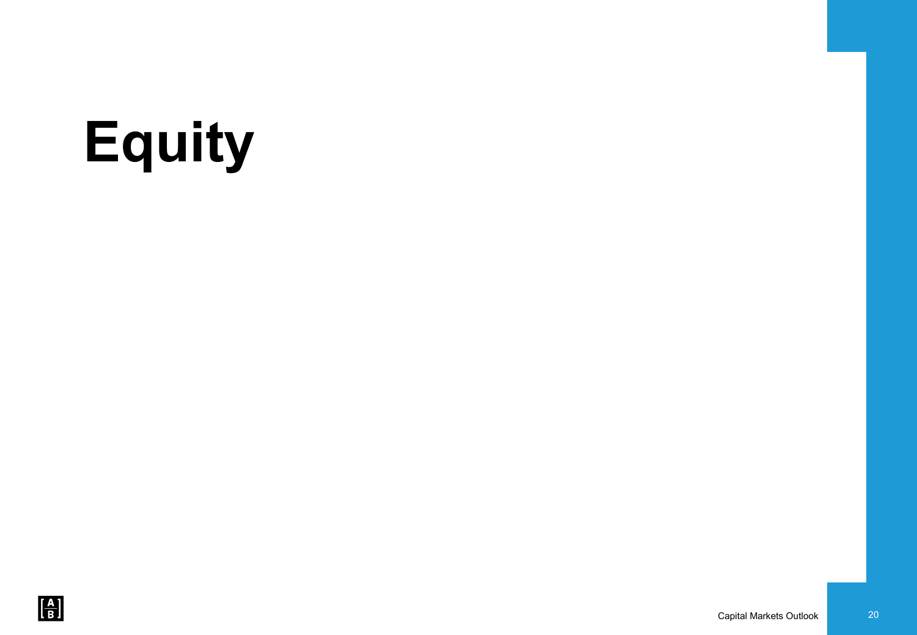# Equity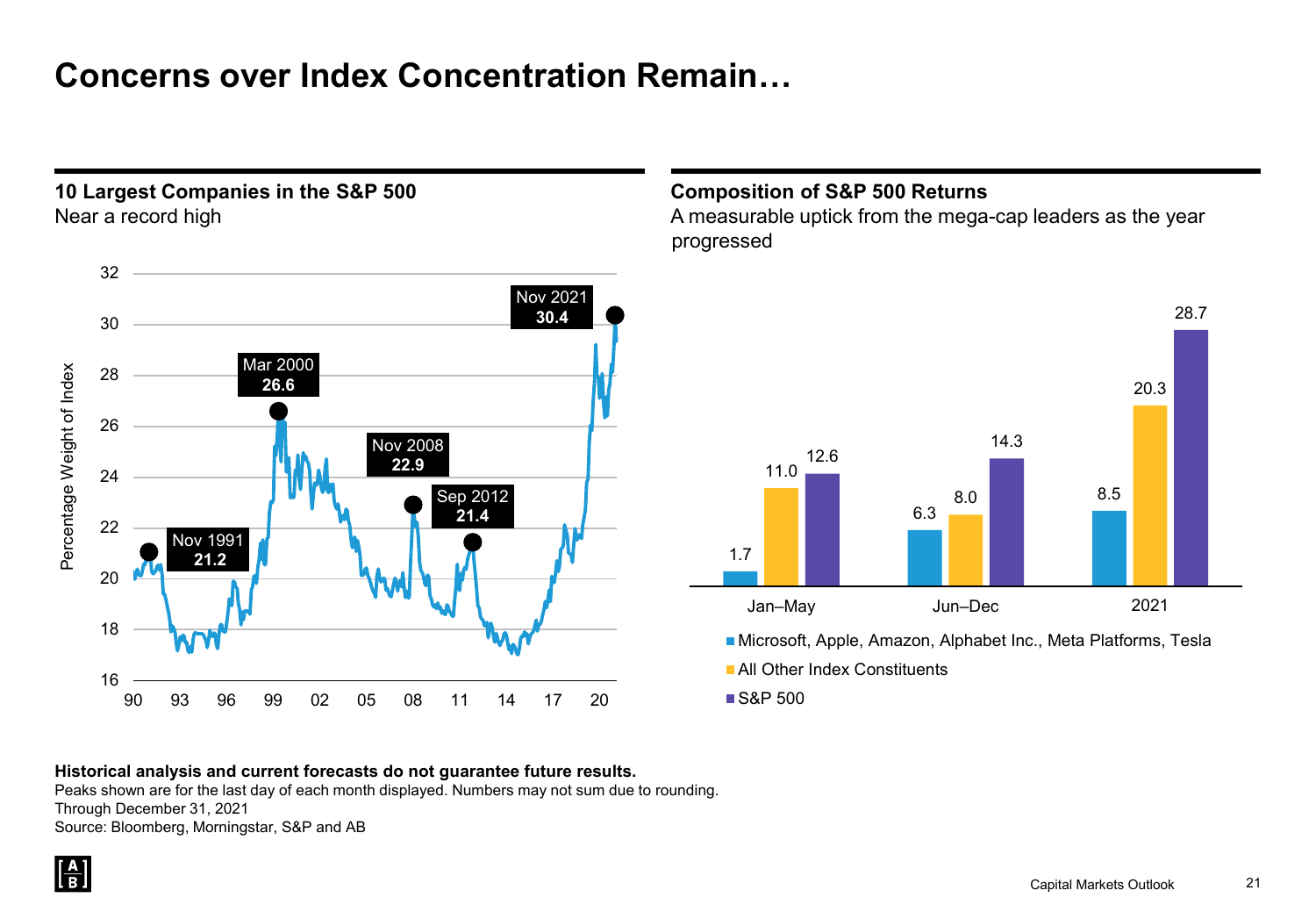# Concerns over Index Concentration Remain…

## 10 Largest Companies in the S&P 500

Near a record high

Percentage Weight of Index

| Date | Peak |
|---|---|
| Nov 1991 | 21.2 |
| Mar 2000 | 26.6 |
| Nov 2008 | 22.9 |
| Sep 2012 | 21.4 |
| Nov 2021 | 30.4 |

## Composition of S&P 500 Returns

A measurable uptick from the mega-cap leaders as the year progressed

| | Microsoft, Apple, Amazon, Alphabet Inc., Meta Platforms, Tesla | All Other Index Constituents | S&P 500 |
|---|---|---|---|
| Jan–May | 1.7 | 11.0 | 12.6 |
| Jun–Dec | 6.3 | 8.0 | 14.3 |
| 2021 | 8.5 | 20.3 | 28.7 |

**Historical analysis and current forecasts do not guarantee future results.**

Peaks shown are for the last day of each month displayed. Numbers may not sum due to rounding.

Through December 31, 2021

Source: Bloomberg, Morningstar, S&P and AB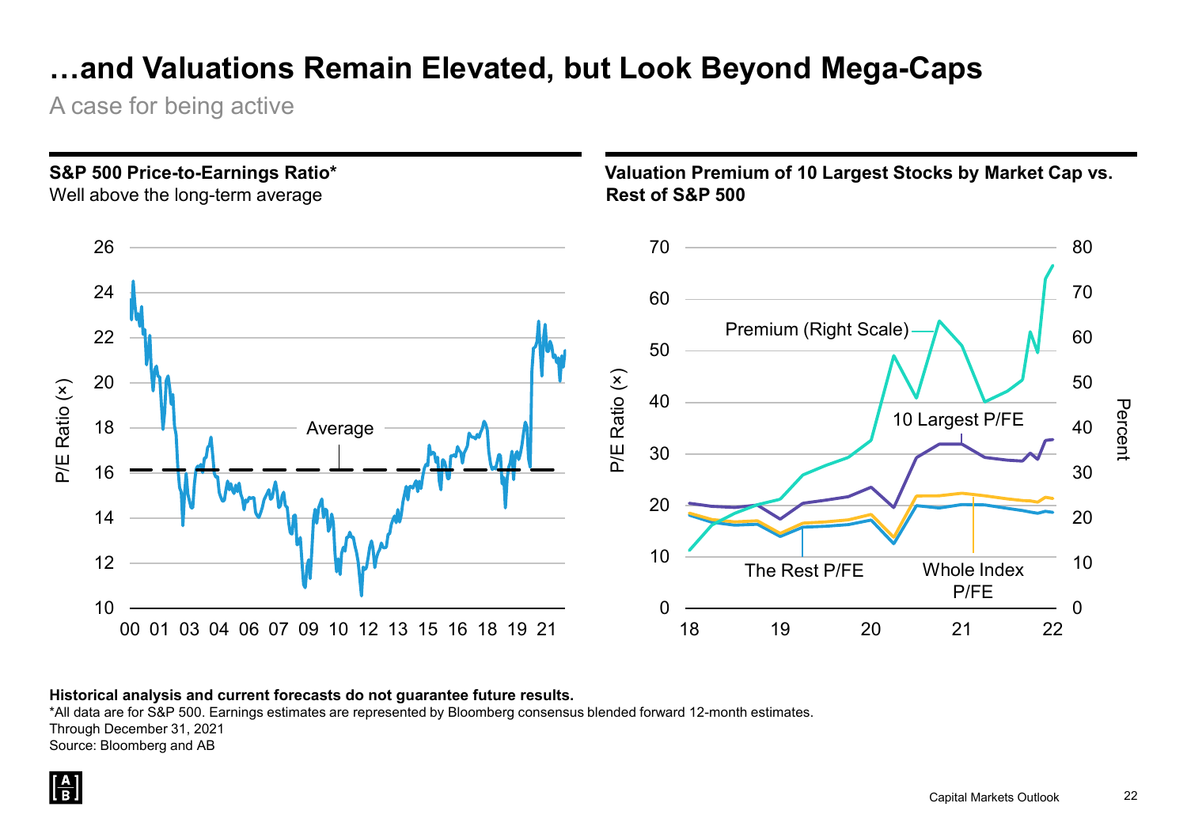# …and Valuations Remain Elevated, but Look Beyond Mega-Caps

A case for being active

**S&P 500 Price-to-Earnings Ratio***

Well above the long-term average

**Valuation Premium of 10 Largest Stocks by Market Cap vs. Rest of S&P 500**

**Historical analysis and current forecasts do not guarantee future results.**

*All data are for S&P 500. Earnings estimates are represented by Bloomberg consensus blended forward 12-month estimates.

Through December 31, 2021

Source: Bloomberg and AB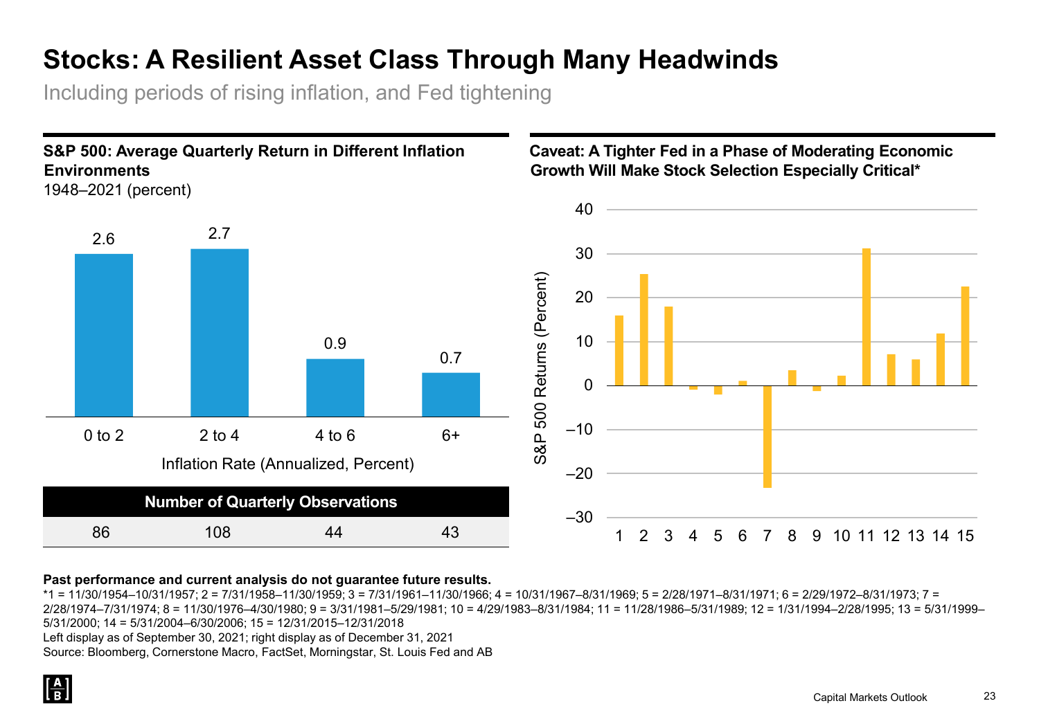# Stocks: A Resilient Asset Class Through Many Headwinds

Including periods of rising inflation, and Fed tightening

### S&P 500: Average Quarterly Return in Different Inflation Environments

1948–2021 (percent)

| Inflation Rate (Annualized, Percent) | 0 to 2 | 2 to 4 | 4 to 6 | 6+ |
|---|---|---|---|---|
| Average Quarterly Return (%) | 2.6 | 2.7 | 0.9 | 0.7 |
| Number of Quarterly Observations | 86 | 108 | 44 | 43 |

### Caveat: A Tighter Fed in a Phase of Moderating Economic Growth Will Make Stock Selection Especially Critical*

S&P 500 Returns (Percent)

| Period | 1 | 2 | 3 | 4 | 5 | 6 | 7 | 8 | 9 | 10 | 11 | 12 | 13 | 14 | 15 |
|---|---|---|---|---|---|---|---|---|---|---|---|---|---|---|---|
| Approx. Return (%) | 16 | 25 | 18 | −1 | −2 | 1 | −23 | 3.5 | −1 | 2 | 31 | 7 | 6 | 12 | 22.5 |

**Past performance and current analysis do not guarantee future results.**

*1 = 11/30/1954–10/31/1957; 2 = 7/31/1958–11/30/1959; 3 = 7/31/1961–11/30/1966; 4 = 10/31/1967–8/31/1969; 5 = 2/28/1971–8/31/1971; 6 = 2/29/1972–8/31/1973; 7 = 2/28/1974–7/31/1974; 8 = 11/30/1976–4/30/1980; 9 = 3/31/1981–5/29/1981; 10 = 4/29/1983–8/31/1984; 11 = 11/28/1986–5/31/1989; 12 = 1/31/1994–2/28/1995; 13 = 5/31/1999–5/31/2000; 14 = 5/31/2004–6/30/2006; 15 = 12/31/2015–12/31/2018

Left display as of September 30, 2021; right display as of December 31, 2021

Source: Bloomberg, Cornerstone Macro, FactSet, Morningstar, St. Louis Fed and AB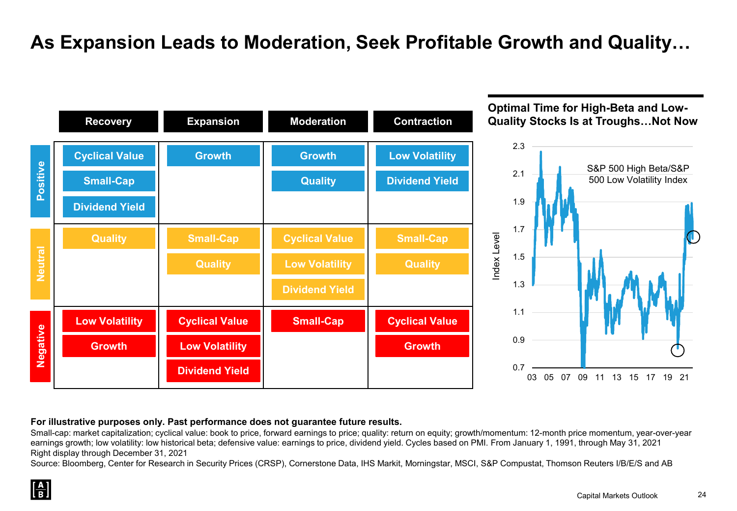# As Expansion Leads to Moderation, Seek Profitable Growth and Quality…

| | Recovery | Expansion | Moderation | Contraction |
|---|---|---|---|---|
| **Positive** | Cyclical Value, Small-Cap, Dividend Yield | Growth | Growth, Quality | Low Volatility, Dividend Yield |
| **Neutral** | Quality | Small-Cap, Quality | Cyclical Value, Low Volatility, Dividend Yield | Small-Cap, Quality |
| **Negative** | Low Volatility, Growth | Cyclical Value, Low Volatility, Dividend Yield | Small-Cap | Cyclical Value, Growth |

## Optimal Time for High-Beta and Low-Quality Stocks Is at Troughs…Not Now

S&P 500 High Beta/S&P 500 Low Volatility Index

Index Level

**For illustrative purposes only. Past performance does not guarantee future results.**

Small-cap: market capitalization; cyclical value: book to price, forward earnings to price; quality: return on equity; growth/momentum: 12-month price momentum, year-over-year earnings growth; low volatility: low historical beta; defensive value: earnings to price, dividend yield. Cycles based on PMI. From January 1, 1991, through May 31, 2021

Right display through December 31, 2021

Source: Bloomberg, Center for Research in Security Prices (CRSP), Cornerstone Data, IHS Markit, Morningstar, MSCI, S&P Compustat, Thomson Reuters I/B/E/S and AB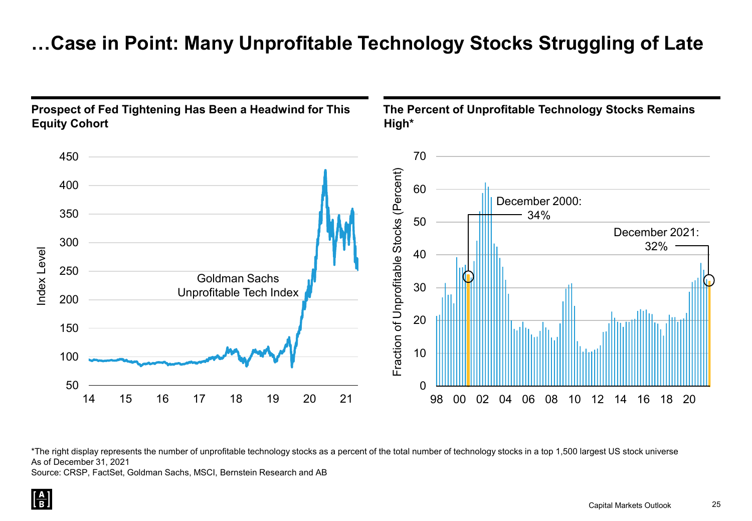# …Case in Point: Many Unprofitable Technology Stocks Struggling of Late

**Prospect of Fed Tightening Has Been a Headwind for This Equity Cohort**

Index Level

Goldman Sachs Unprofitable Tech Index

**The Percent of Unprofitable Technology Stocks Remains High***

Fraction of Unprofitable Stocks (Percent)

December 2000: 34%

December 2021: 32%

*The right display represents the number of unprofitable technology stocks as a percent of the total number of technology stocks in a top 1,500 largest US stock universe
As of December 31, 2021
Source: CRSP, FactSet, Goldman Sachs, MSCI, Bernstein Research and AB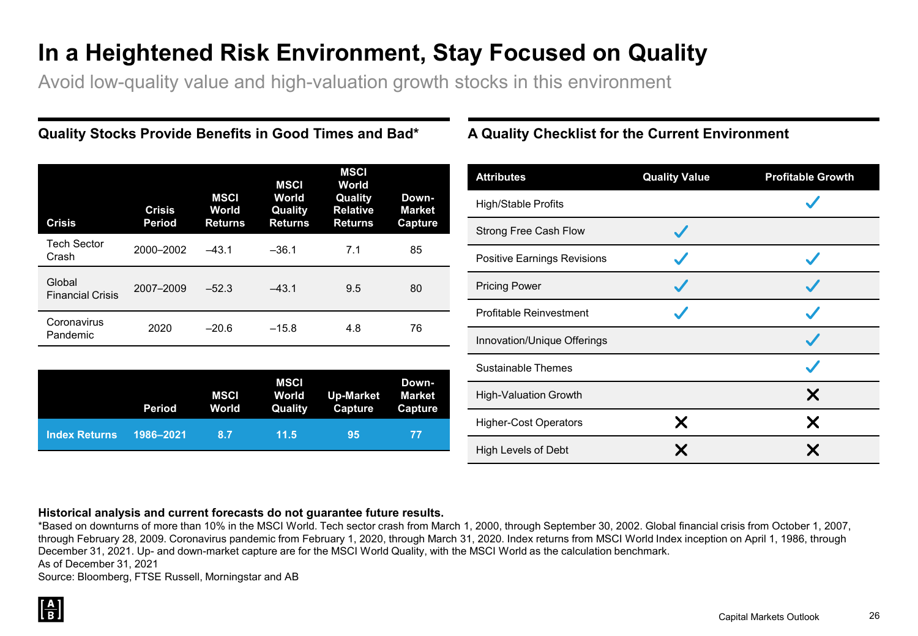# In a Heightened Risk Environment, Stay Focused on Quality

Avoid low-quality value and high-valuation growth stocks in this environment

## Quality Stocks Provide Benefits in Good Times and Bad*

| Crisis | Crisis Period | MSCI World Returns | MSCI World Quality Returns | MSCI World Quality Relative Returns | Down-Market Capture |
|---|---|---|---|---|---|
| Tech Sector Crash | 2000–2002 | –43.1 | –36.1 | 7.1 | 85 |
| Global Financial Crisis | 2007–2009 | –52.3 | –43.1 | 9.5 | 80 |
| Coronavirus Pandemic | 2020 | –20.6 | –15.8 | 4.8 | 76 |

| | Period | MSCI World | MSCI World Quality | Up-Market Capture | Down-Market Capture |
|---|---|---|---|---|---|
| **Index Returns** | **1986–2021** | **8.7** | **11.5** | **95** | **77** |

## A Quality Checklist for the Current Environment

| Attributes | Quality Value | Profitable Growth |
|---|---|---|
| High/Stable Profits | | ✓ |
| Strong Free Cash Flow | ✓ | |
| Positive Earnings Revisions | ✓ | ✓ |
| Pricing Power | ✓ | ✓ |
| Profitable Reinvestment | ✓ | ✓ |
| Innovation/Unique Offerings | | ✓ |
| Sustainable Themes | | ✓ |
| High-Valuation Growth | | ✗ |
| Higher-Cost Operators | ✗ | ✗ |
| High Levels of Debt | ✗ | ✗ |

**Historical analysis and current forecasts do not guarantee future results.**

*Based on downturns of more than 10% in the MSCI World. Tech sector crash from March 1, 2000, through September 30, 2002. Global financial crisis from October 1, 2007, through February 28, 2009. Coronavirus pandemic from February 1, 2020, through March 31, 2020. Index returns from MSCI World Index inception on April 1, 1986, through December 31, 2021. Up- and down-market capture are for the MSCI World Quality, with the MSCI World as the calculation benchmark.

As of December 31, 2021

Source: Bloomberg, FTSE Russell, Morningstar and AB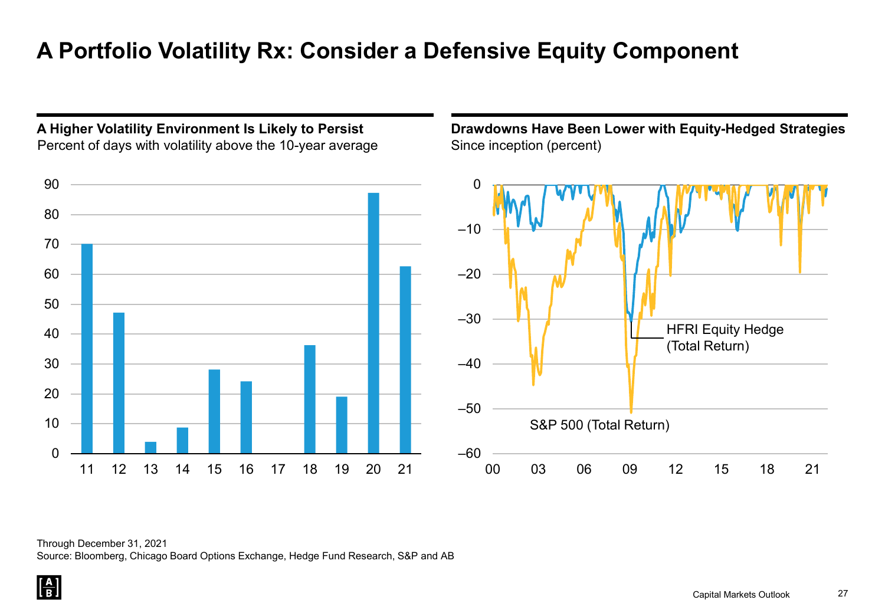# A Portfolio Volatility Rx: Consider a Defensive Equity Component

**A Higher Volatility Environment Is Likely to Persist**
Percent of days with volatility above the 10-year average

**Drawdowns Have Been Lower with Equity-Hedged Strategies**
Since inception (percent)

Through December 31, 2021
Source: Bloomberg, Chicago Board Options Exchange, Hedge Fund Research, S&P and AB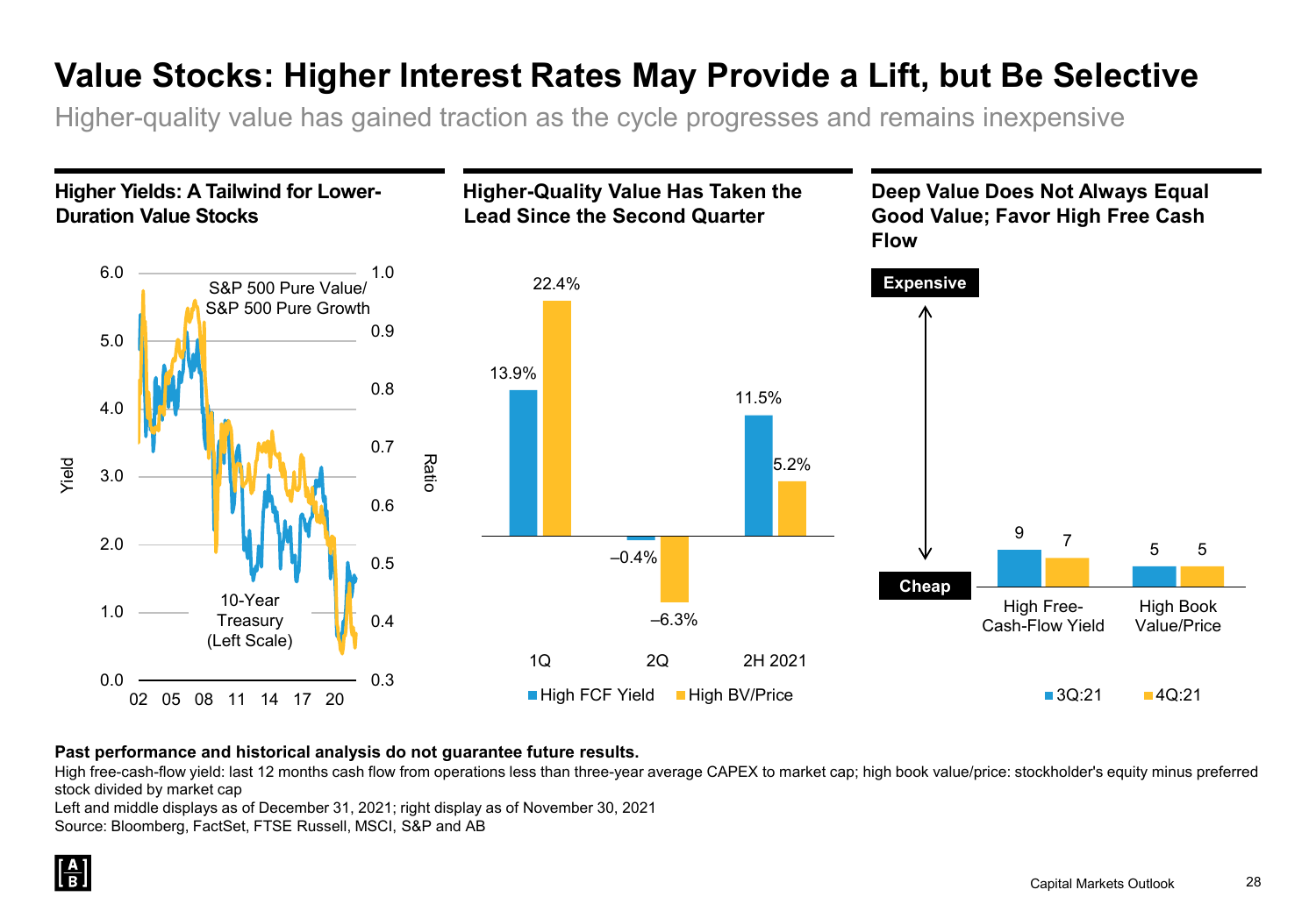# Value Stocks: Higher Interest Rates May Provide a Lift, but Be Selective

Higher-quality value has gained traction as the cycle progresses and remains inexpensive

### Higher Yields: A Tailwind for Lower-Duration Value Stocks

S&P 500 Pure Value/ S&P 500 Pure Growth

10-Year Treasury (Left Scale)

### Higher-Quality Value Has Taken the Lead Since the Second Quarter

| | High FCF Yield | High BV/Price |
|---|---|---|
| 1Q | 13.9% | 22.4% |
| 2Q | –0.4% | –6.3% |
| 2H 2021 | 11.5% | 5.2% |

### Deep Value Does Not Always Equal Good Value; Favor High Free Cash Flow

Expensive ↔ Cheap

| | 3Q:21 | 4Q:21 |
|---|---|---|
| High Free-Cash-Flow Yield | 9 | 7 |
| High Book Value/Price | 5 | 5 |

**Past performance and historical analysis do not guarantee future results.**

High free-cash-flow yield: last 12 months cash flow from operations less than three-year average CAPEX to market cap; high book value/price: stockholder's equity minus preferred stock divided by market cap

Left and middle displays as of December 31, 2021; right display as of November 30, 2021

Source: Bloomberg, FactSet, FTSE Russell, MSCI, S&P and AB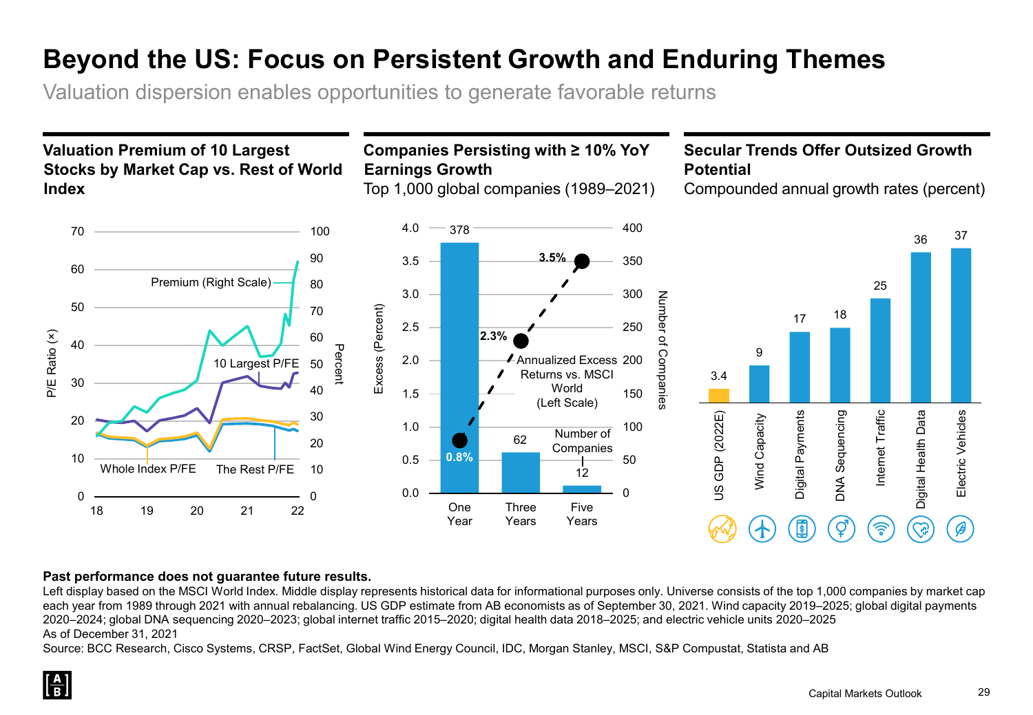# Beyond the US: Focus on Persistent Growth and Enduring Themes

Valuation dispersion enables opportunities to generate favorable returns

### Valuation Premium of 10 Largest Stocks by Market Cap vs. Rest of World Index

P/E Ratio (×) — left scale: 0, 10, 20, 30, 40, 50, 60, 70; Percent — right scale: 0, 10, 20, 30, 40, 50, 60, 70, 80, 90, 100; x-axis: 18, 19, 20, 21, 22

Series: Premium (Right Scale); 10 Largest P/FE; Whole Index P/FE; The Rest P/FE

### Companies Persisting with ≥ 10% YoY Earnings Growth

Top 1,000 global companies (1989–2021)

| | One Year | Three Years | Five Years |
|---|---|---|---|
| Number of Companies (Right Scale) | 378 | 62 | 12 |
| Annualized Excess Returns vs. MSCI World (Left Scale) | 0.8% | 2.3% | 3.5% |

### Secular Trends Offer Outsized Growth Potential

Compounded annual growth rates (percent)

| US GDP (2022E) | Wind Capacity | Digital Payments | DNA Sequencing | Internet Traffic | Digital Health Data | Electric Vehicles |
|---|---|---|---|---|---|---|
| 3.4 | 9 | 17 | 18 | 25 | 36 | 37 |

**Past performance does not guarantee future results.**

Left display based on the MSCI World Index. Middle display represents historical data for informational purposes only. Universe consists of the top 1,000 companies by market cap each year from 1989 through 2021 with annual rebalancing. US GDP estimate from AB economists as of September 30, 2021. Wind capacity 2019–2025; global digital payments 2020–2024; global DNA sequencing 2020–2023; global internet traffic 2015–2020; digital health data 2018–2025; and electric vehicle units 2020–2025

As of December 31, 2021

Source: BCC Research, Cisco Systems, CRSP, FactSet, Global Wind Energy Council, IDC, Morgan Stanley, MSCI, S&P Compustat, Statista and AB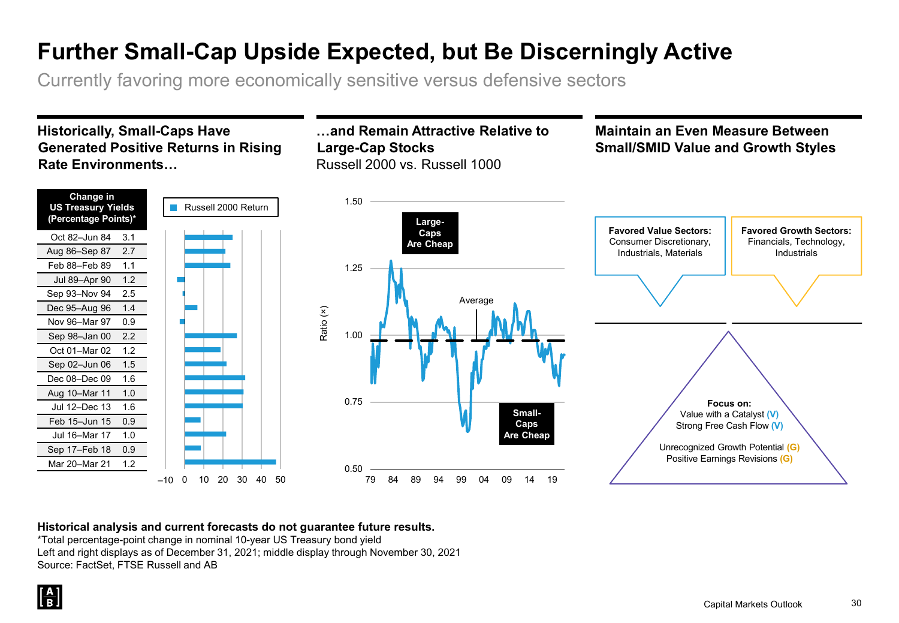# Further Small-Cap Upside Expected, but Be Discerningly Active

Currently favoring more economically sensitive versus defensive sectors

## Historically, Small-Caps Have Generated Positive Returns in Rising Rate Environments…

| Change in US Treasury Yields (Percentage Points)* | |
|---|---|
| Oct 82–Jun 84 | 3.1 |
| Aug 86–Sep 87 | 2.7 |
| Feb 88–Feb 89 | 1.1 |
| Jul 89–Apr 90 | 1.2 |
| Sep 93–Nov 94 | 2.5 |
| Dec 95–Aug 96 | 1.4 |
| Nov 96–Mar 97 | 0.9 |
| Sep 98–Jan 00 | 2.2 |
| Oct 01–Mar 02 | 1.2 |
| Sep 02–Jun 06 | 1.5 |
| Dec 08–Dec 09 | 1.6 |
| Aug 10–Mar 11 | 1.0 |
| Jul 12–Dec 13 | 1.6 |
| Feb 15–Jun 15 | 0.9 |
| Jul 16–Mar 17 | 1.0 |
| Sep 17–Feb 18 | 0.9 |
| Mar 20–Mar 21 | 1.2 |

Russell 2000 Return

## …and Remain Attractive Relative to Large-Cap Stocks

Russell 2000 vs. Russell 1000

Large-Caps Are Cheap

Average

Small-Caps Are Cheap

## Maintain an Even Measure Between Small/SMID Value and Growth Styles

**Favored Value Sectors:** Consumer Discretionary, Industrials, Materials

**Favored Growth Sectors:** Financials, Technology, Industrials

**Focus on:**
Value with a Catalyst (V)
Strong Free Cash Flow (V)

Unrecognized Growth Potential (G)
Positive Earnings Revisions (G)

**Historical analysis and current forecasts do not guarantee future results.**
*Total percentage-point change in nominal 10-year US Treasury bond yield
Left and right displays as of December 31, 2021; middle display through November 30, 2021
Source: FactSet, FTSE Russell and AB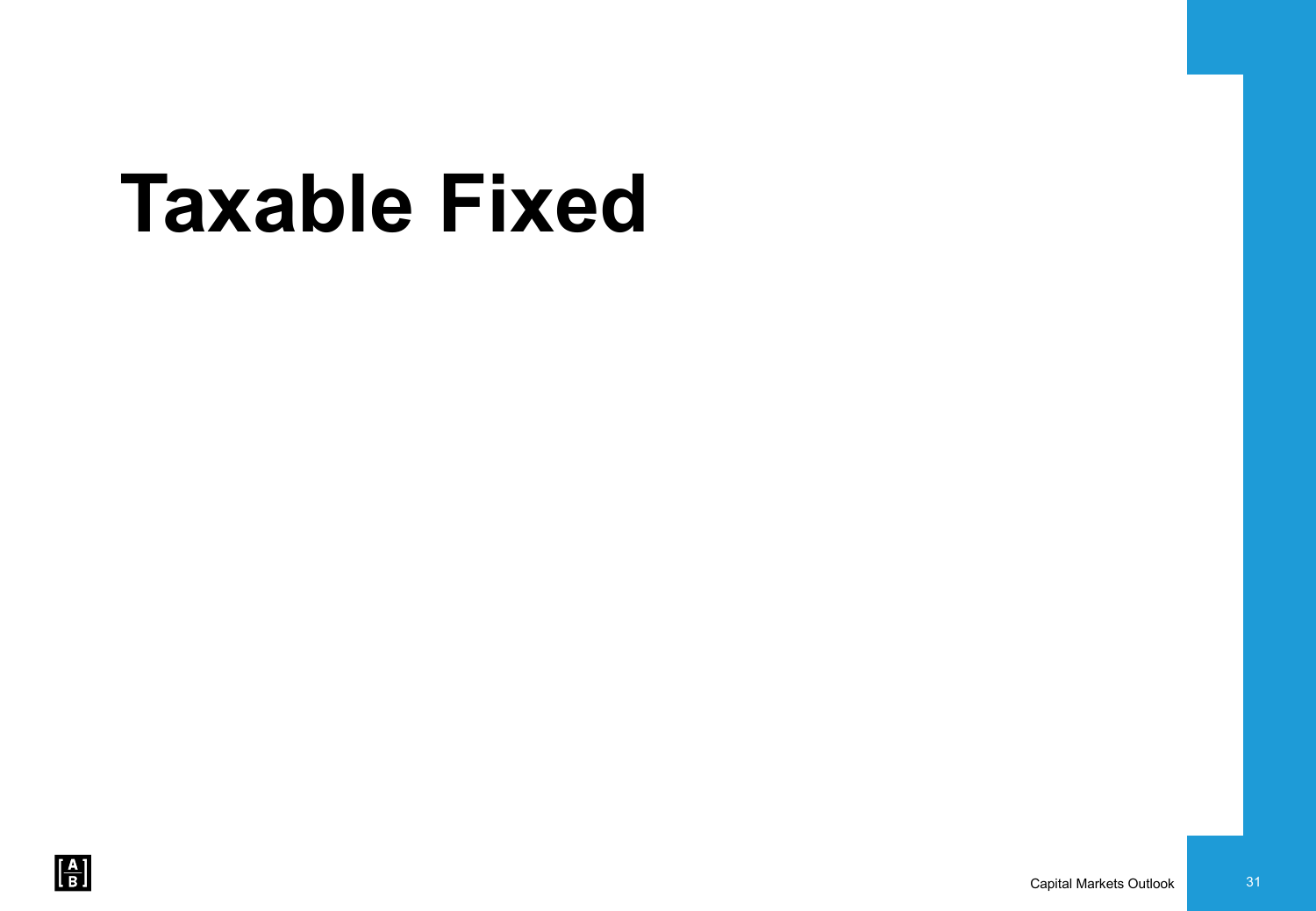# Taxable Fixed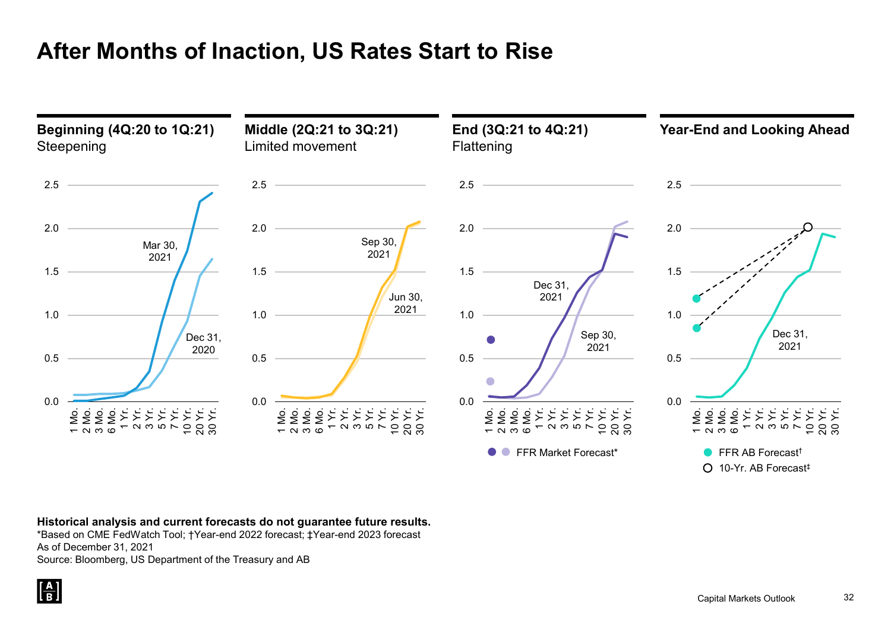# After Months of Inaction, US Rates Start to Rise

**Beginning (4Q:20 to 1Q:21)**
Steepening

**Middle (2Q:21 to 3Q:21)**
Limited movement

**End (3Q:21 to 4Q:21)**
Flattening

**Year-End and Looking Ahead**

**Historical analysis and current forecasts do not guarantee future results.**
*Based on CME FedWatch Tool; †Year-end 2022 forecast; ‡Year-end 2023 forecast
As of December 31, 2021
Source: Bloomberg, US Department of the Treasury and AB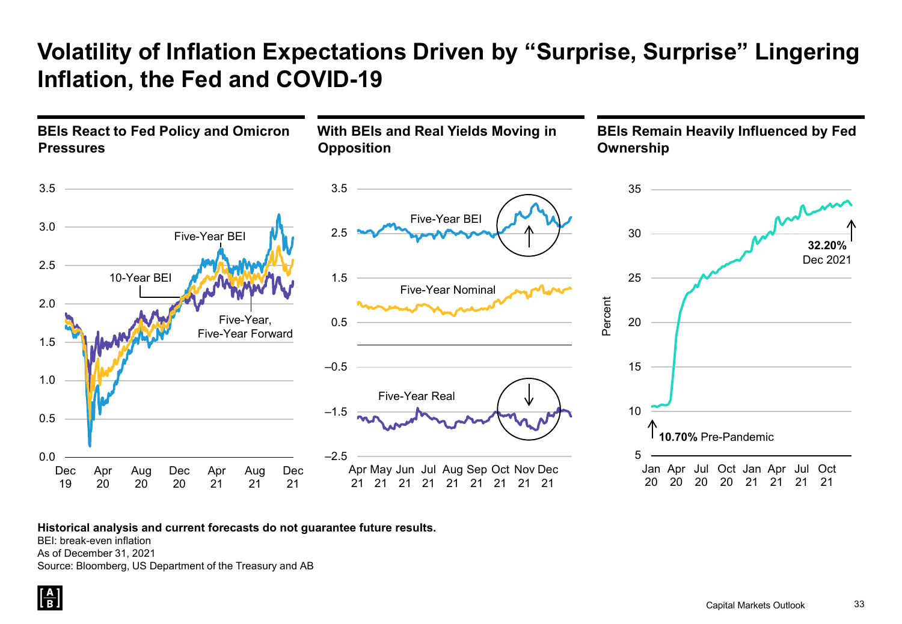# Volatility of Inflation Expectations Driven by "Surprise, Surprise" Lingering Inflation, the Fed and COVID-19

## BEIs React to Fed Policy and Omicron Pressures

## With BEIs and Real Yields Moving in Opposition

## BEIs Remain Heavily Influenced by Fed Ownership

**Historical analysis and current forecasts do not guarantee future results.**

BEI: break-even inflation

As of December 31, 2021

Source: Bloomberg, US Department of the Treasury and AB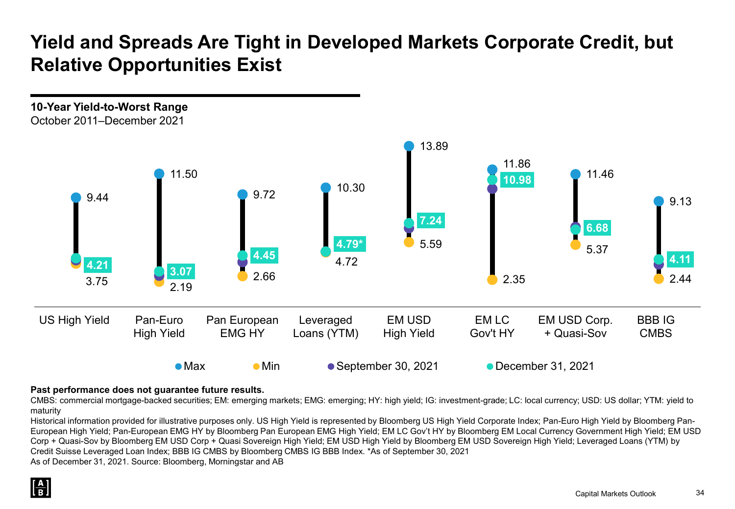# Yield and Spreads Are Tight in Developed Markets Corporate Credit, but Relative Opportunities Exist

**10-Year Yield-to-Worst Range**

October 2011–December 2021

| | US High Yield | Pan-Euro High Yield | Pan European EMG HY | Leveraged Loans (YTM) | EM USD High Yield | EM LC Gov't HY | EM USD Corp. + Quasi-Sov | BBB IG CMBS |
|---|---|---|---|---|---|---|---|---|
| Max | 9.44 | 11.50 | 9.72 | 10.30 | 13.89 | 11.86 | 11.46 | 9.13 |
| December 31, 2021 | 4.21 | 3.07 | 4.45 | 4.79* | 7.24 | 10.98 | 6.68 | 4.11 |
| Min | 3.75 | 2.19 | 2.66 | 4.72 | 5.59 | 2.35 | 5.37 | 2.44 |

● Max ● Min ● September 30, 2021 ● December 31, 2021

**Past performance does not guarantee future results.**

CMBS: commercial mortgage-backed securities; EM: emerging markets; EMG: emerging; HY: high yield; IG: investment-grade; LC: local currency; USD: US dollar; YTM: yield to maturity

Historical information provided for illustrative purposes only. US High Yield is represented by Bloomberg US High Yield Corporate Index; Pan-Euro High Yield by Bloomberg Pan-European High Yield; Pan-European EMG HY by Bloomberg Pan European EMG High Yield; EM LC Gov't HY by Bloomberg EM Local Currency Government High Yield; EM USD Corp + Quasi-Sov by Bloomberg EM USD Corp + Quasi Sovereign High Yield; EM USD High Yield by Bloomberg EM USD Sovereign High Yield; Leveraged Loans (YTM) by Credit Suisse Leveraged Loan Index; BBB IG CMBS by Bloomberg CMBS IG BBB Index. *As of September 30, 2021

As of December 31, 2021. Source: Bloomberg, Morningstar and AB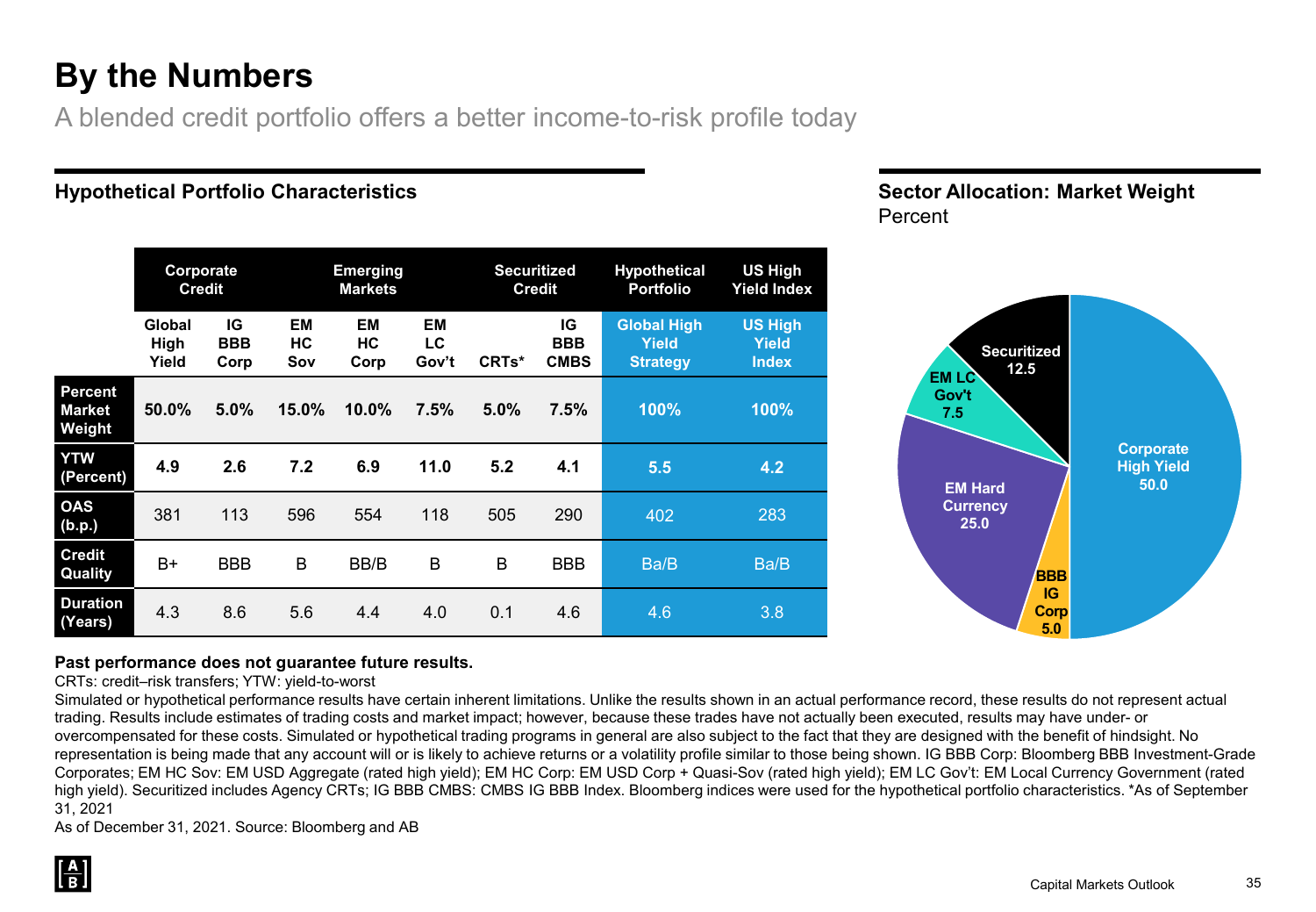# By the Numbers

A blended credit portfolio offers a better income-to-risk profile today

## Hypothetical Portfolio Characteristics

| | Corporate Credit | | Emerging Markets | | | Securitized Credit | | Hypothetical Portfolio | US High Yield Index |
|---|---|---|---|---|---|---|---|---|---|
| | Global High Yield | IG BBB Corp | EM HC Sov | EM HC Corp | EM LC Gov't | CRTs* | IG BBB CMBS | Global High Yield Strategy | US High Yield Index |
| **Percent Market Weight** | **50.0%** | **5.0%** | **15.0%** | **10.0%** | **7.5%** | **5.0%** | **7.5%** | **100%** | **100%** |
| **YTW (Percent)** | **4.9** | **2.6** | **7.2** | **6.9** | **11.0** | **5.2** | **4.1** | **5.5** | **4.2** |
| **OAS (b.p.)** | 381 | 113 | 596 | 554 | 118 | 505 | 290 | 402 | 283 |
| **Credit Quality** | B+ | BBB | B | BB/B | B | B | BBB | Ba/B | Ba/B |
| **Duration (Years)** | 4.3 | 8.6 | 5.6 | 4.4 | 4.0 | 0.1 | 4.6 | 4.6 | 3.8 |

## Sector Allocation: Market Weight

Percent

| Sector | Percent |
|---|---|
| Corporate High Yield | 50.0 |
| BBB IG Corp | 5.0 |
| EM Hard Currency | 25.0 |
| EM LC Gov't | 7.5 |
| Securitized | 12.5 |

**Past performance does not guarantee future results.**

CRTs: credit–risk transfers; YTW: yield-to-worst

Simulated or hypothetical performance results have certain inherent limitations. Unlike the results shown in an actual performance record, these results do not represent actual trading. Results include estimates of trading costs and market impact; however, because these trades have not actually been executed, results may have under- or overcompensated for these costs. Simulated or hypothetical trading programs in general are also subject to the fact that they are designed with the benefit of hindsight. No representation is being made that any account will or is likely to achieve returns or a volatility profile similar to those being shown. IG BBB Corp: Bloomberg BBB Investment-Grade Corporates; EM HC Sov: EM USD Aggregate (rated high yield); EM HC Corp: EM USD Corp + Quasi-Sov (rated high yield); EM LC Gov't: EM Local Currency Government (rated high yield). Securitized includes Agency CRTs; IG BBB CMBS: CMBS IG BBB Index. Bloomberg indices were used for the hypothetical portfolio characteristics. *As of September 31, 2021

As of December 31, 2021. Source: Bloomberg and AB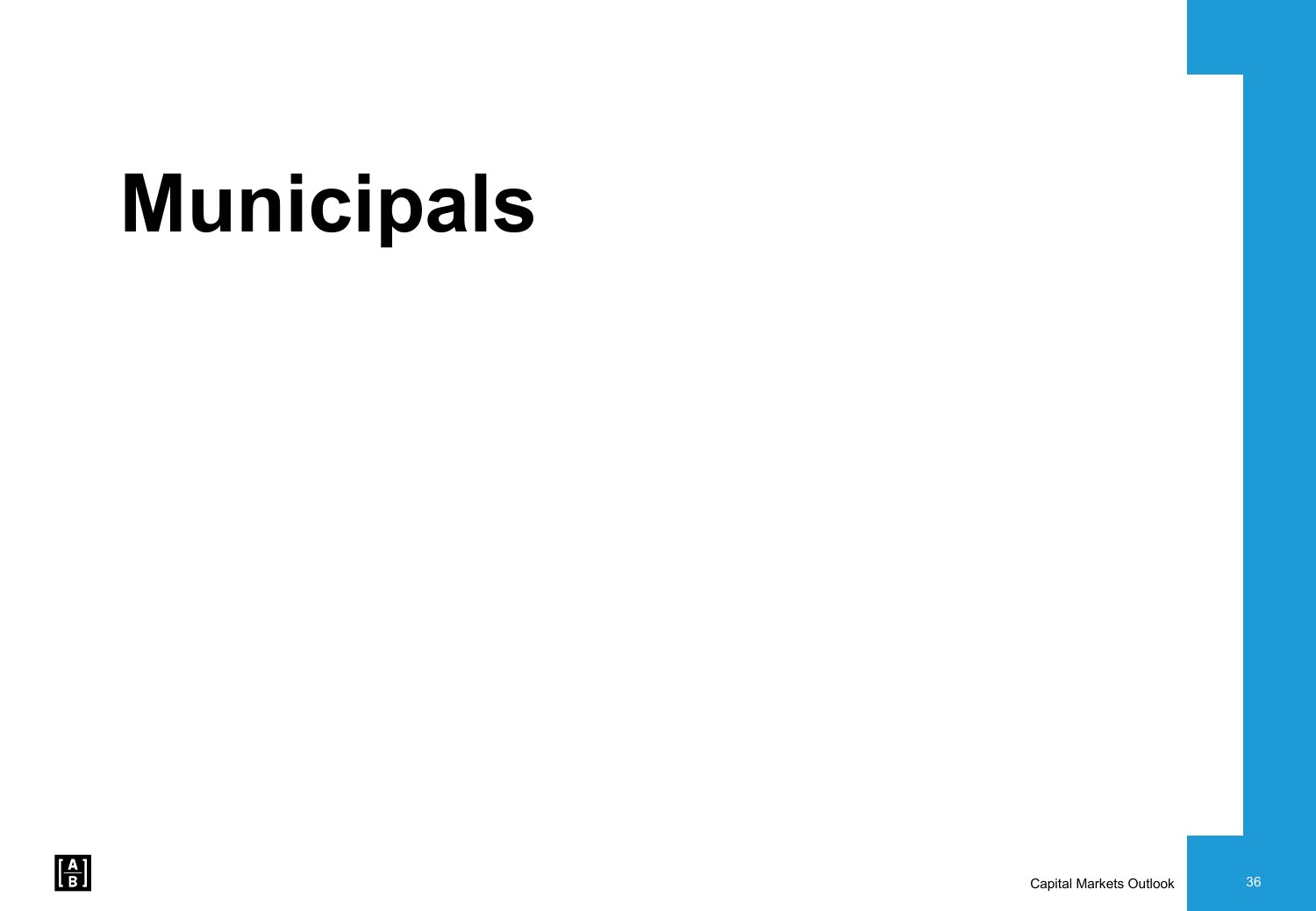# Municipals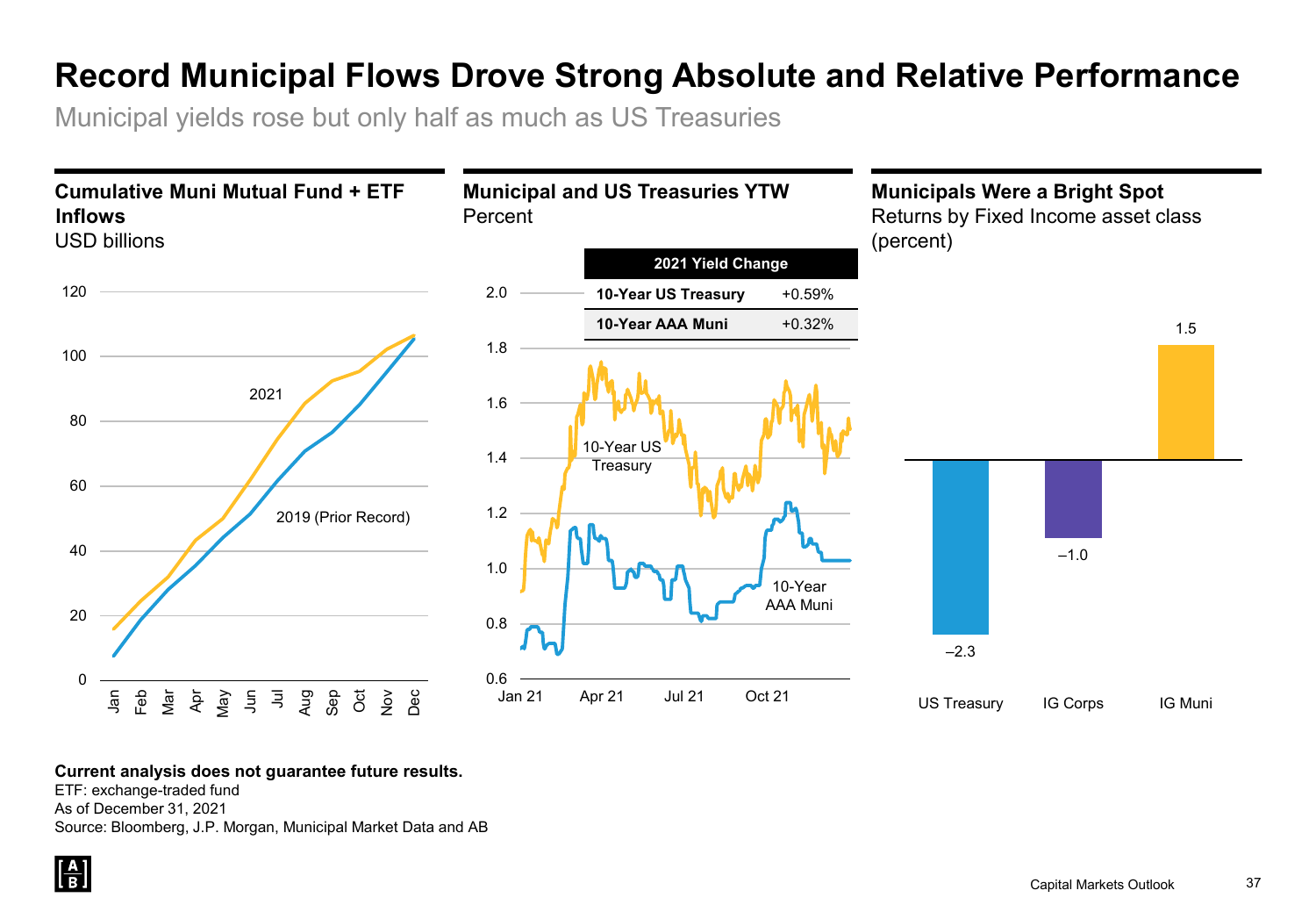# Record Municipal Flows Drove Strong Absolute and Relative Performance

Municipal yields rose but only half as much as US Treasuries

### Cumulative Muni Mutual Fund + ETF Inflows

USD billions

### Municipal and US Treasuries YTW

Percent

| 2021 Yield Change | |
|---|---|
| **10-Year US Treasury** | +0.59% |
| **10-Year AAA Muni** | +0.32% |

### Municipals Were a Bright Spot

Returns by Fixed Income asset class (percent)

| US Treasury | IG Corps | IG Muni |
|---|---|---|
| –2.3 | –1.0 | 1.5 |

**Current analysis does not guarantee future results.**

ETF: exchange-traded fund

As of December 31, 2021

Source: Bloomberg, J.P. Morgan, Municipal Market Data and AB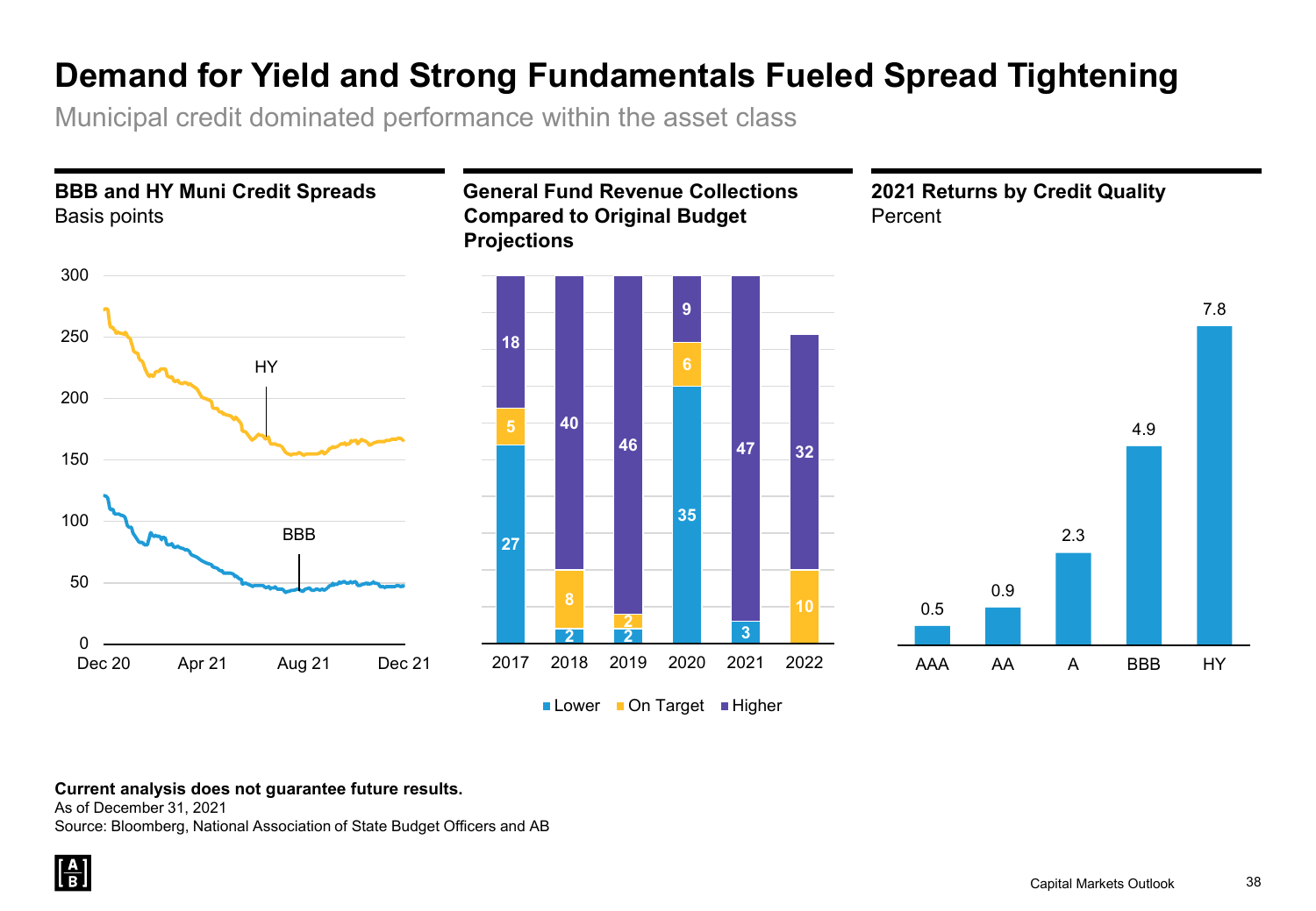# Demand for Yield and Strong Fundamentals Fueled Spread Tightening

Municipal credit dominated performance within the asset class

**BBB and HY Muni Credit Spreads**
Basis points

**General Fund Revenue Collections Compared to Original Budget Projections**

| | Lower | On Target | Higher |
|---|---|---|---|
| 2017 | 27 | 5 | 18 |
| 2018 | 2 | 8 | 40 |
| 2019 | 2 | 2 | 46 |
| 2020 | 35 | 6 | 9 |
| 2021 | 3 | | 47 |
| 2022 | | 10 | 32 |

**2021 Returns by Credit Quality**
Percent

| AAA | AA | A | BBB | HY |
|---|---|---|---|---|
| 0.5 | 0.9 | 2.3 | 4.9 | 7.8 |

**Current analysis does not guarantee future results.**
As of December 31, 2021
Source: Bloomberg, National Association of State Budget Officers and AB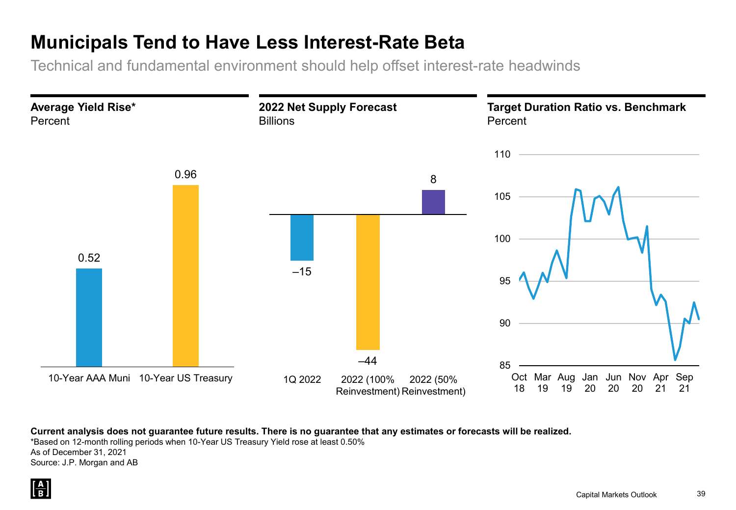# Municipals Tend to Have Less Interest-Rate Beta

Technical and fundamental environment should help offset interest-rate headwinds

**Average Yield Rise***
Percent

| | Percent |
|---|---|
| 10-Year AAA Muni | 0.52 |
| 10-Year US Treasury | 0.96 |

**2022 Net Supply Forecast**
Billions

| | Billions |
|---|---|
| 1Q 2022 | –15 |
| 2022 (100% Reinvestment) | –44 |
| 2022 (50% Reinvestment) | 8 |

**Target Duration Ratio vs. Benchmark**
Percent

**Current analysis does not guarantee future results. There is no guarantee that any estimates or forecasts will be realized.**

*Based on 12-month rolling periods when 10-Year US Treasury Yield rose at least 0.50%

As of December 31, 2021

Source: J.P. Morgan and AB

Capital Markets Outlook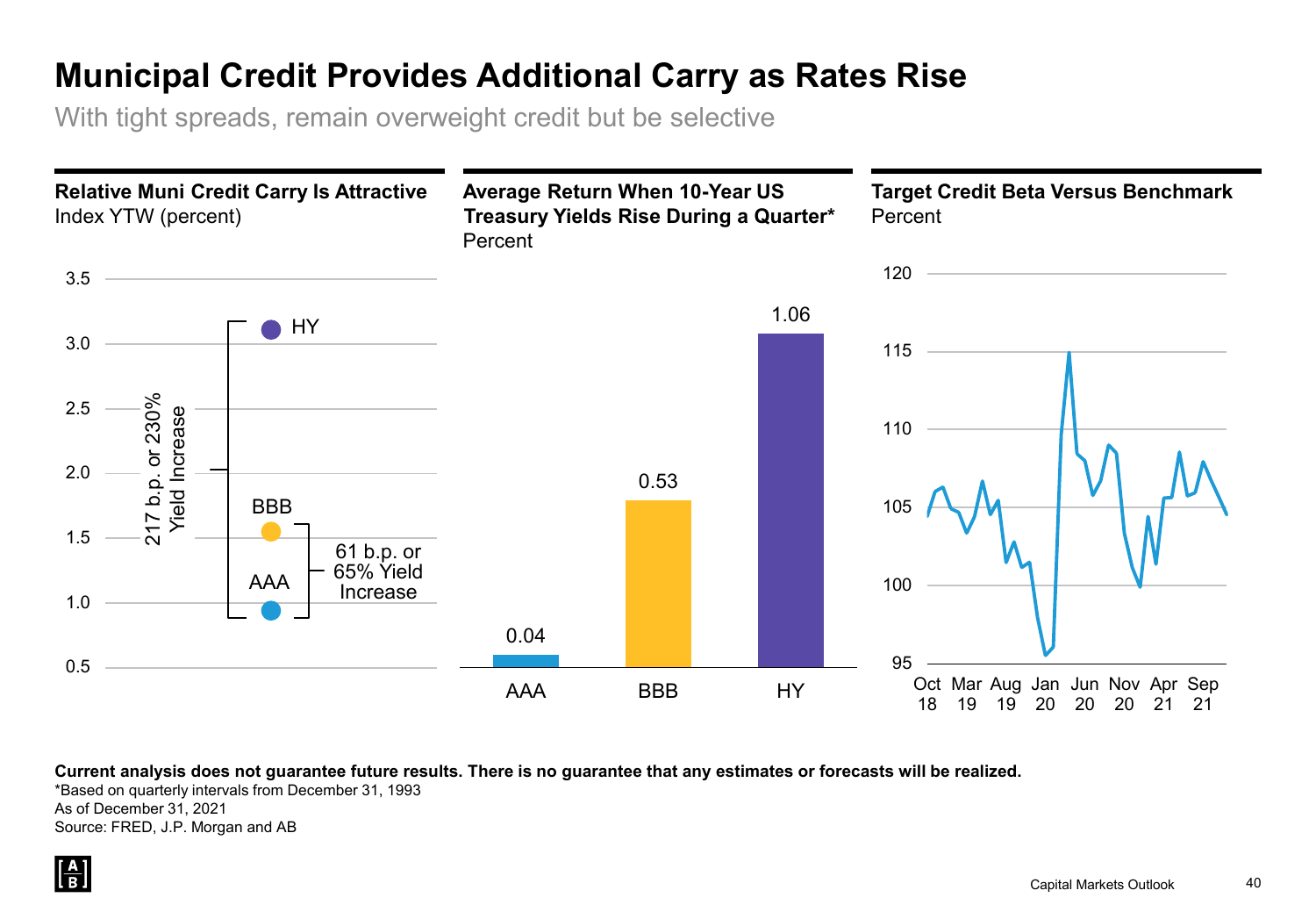# Municipal Credit Provides Additional Carry as Rates Rise

With tight spreads, remain overweight credit but be selective

**Relative Muni Credit Carry Is Attractive**
Index YTW (percent)

HY
BBB
AAA

217 b.p. or 230% Yield Increase

61 b.p. or 65% Yield Increase

**Average Return When 10-Year US Treasury Yields Rise During a Quarter***
Percent

| AAA | BBB | HY |
|---|---|---|
| 0.04 | 0.53 | 1.06 |

**Target Credit Beta Versus Benchmark**
Percent

Oct 18, Mar 19, Aug 19, Jan 20, Jun 20, Nov 20, Apr 21, Sep 21

**Current analysis does not guarantee future results. There is no guarantee that any estimates or forecasts will be realized.**

*Based on quarterly intervals from December 31, 1993

As of December 31, 2021

Source: FRED, J.P. Morgan and AB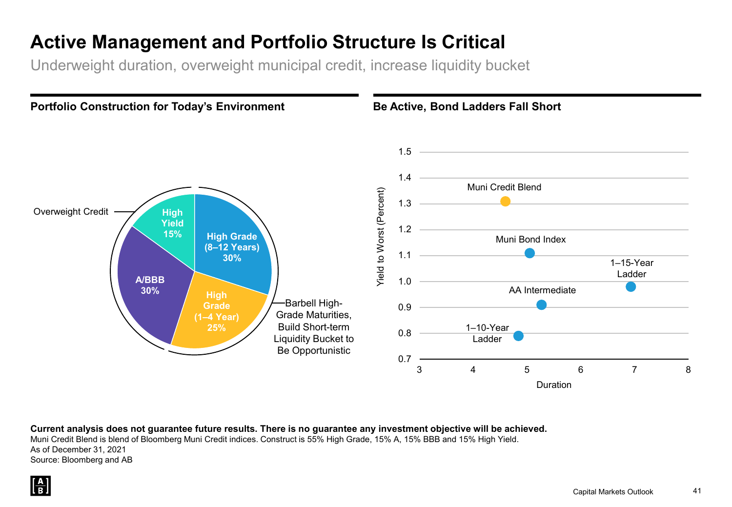# Active Management and Portfolio Structure Is Critical

Underweight duration, overweight municipal credit, increase liquidity bucket

## Portfolio Construction for Today's Environment

| Segment | Weight |
|---|---|
| High Grade (8–12 Years) | 30% |
| High Grade (1–4 Year) | 25% |
| A/BBB | 30% |
| High Yield | 15% |

Overweight Credit

Barbell High-Grade Maturities, Build Short-term Liquidity Bucket to Be Opportunistic

## Be Active, Bond Ladders Fall Short

| | Duration | Yield to Worst (Percent) |
|---|---|---|
| Muni Credit Blend | 4.6 | 1.31 |
| Muni Bond Index | 5.05 | 1.11 |
| 1–15-Year Ladder | 6.95 | 0.98 |
| AA Intermediate | 5.3 | 0.91 |
| 1–10-Year Ladder | 4.85 | 0.79 |

**Current analysis does not guarantee future results. There is no guarantee any investment objective will be achieved.**

Muni Credit Blend is blend of Bloomberg Muni Credit indices. Construct is 55% High Grade, 15% A, 15% BBB and 15% High Yield.

As of December 31, 2021

Source: Bloomberg and AB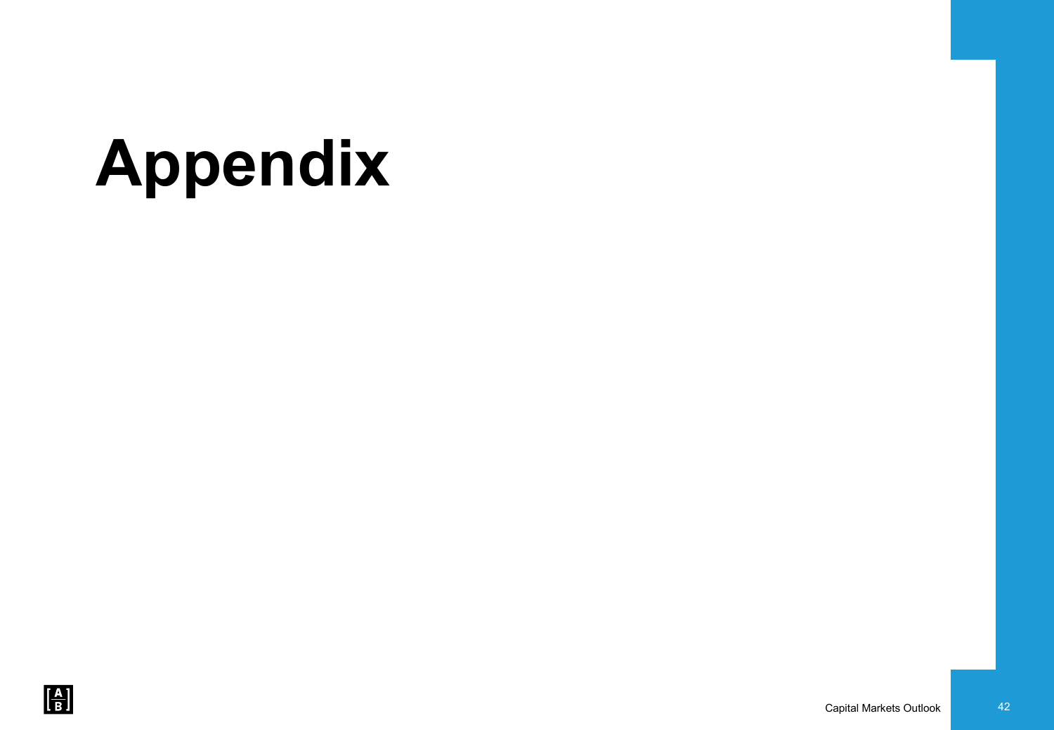# Appendix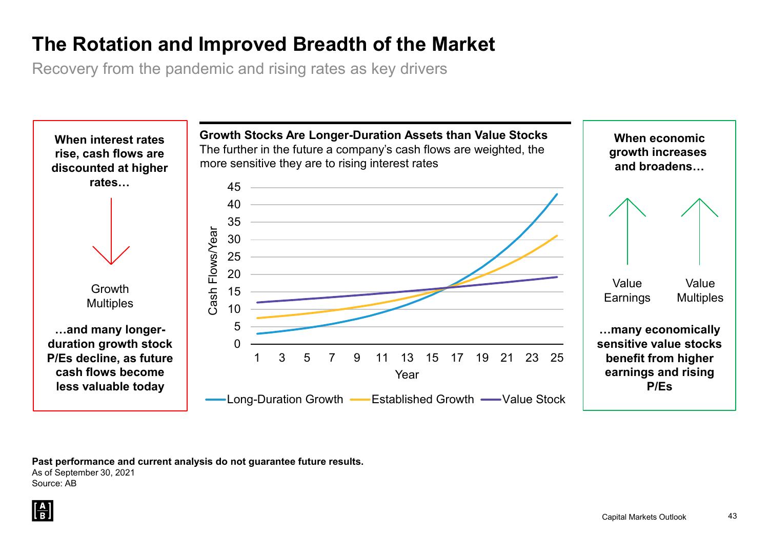# The Rotation and Improved Breadth of the Market

Recovery from the pandemic and rising rates as key drivers

**When interest rates rise, cash flows are discounted at higher rates…**

Growth Multiples

**…and many longer-duration growth stock P/Es decline, as future cash flows become less valuable today**

**Growth Stocks Are Longer-Duration Assets than Value Stocks**

The further in the future a company's cash flows are weighted, the more sensitive they are to rising interest rates

Cash Flows/Year (0–45) by Year (1–25): Long-Duration Growth, Established Growth, Value Stock

**When economic growth increases and broadens…**

Value Earnings

Value Multiples

**…many economically sensitive value stocks benefit from higher earnings and rising P/Es**

**Past performance and current analysis do not guarantee future results.**

As of September 30, 2021

Source: AB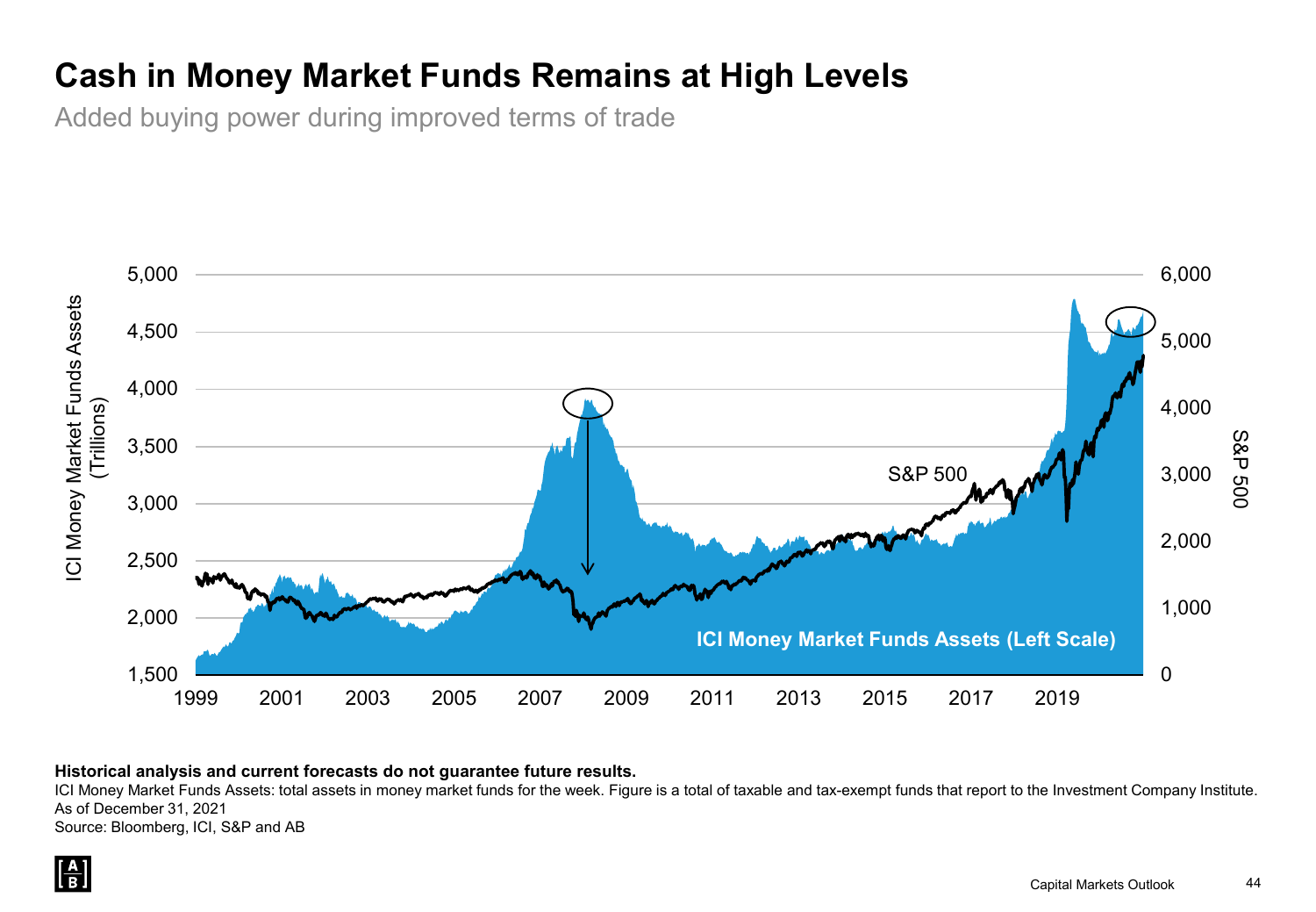# Cash in Money Market Funds Remains at High Levels

Added buying power during improved terms of trade

**Historical analysis and current forecasts do not guarantee future results.**

ICI Money Market Funds Assets: total assets in money market funds for the week. Figure is a total of taxable and tax-exempt funds that report to the Investment Company Institute.

As of December 31, 2021

Source: Bloomberg, ICI, S&P and AB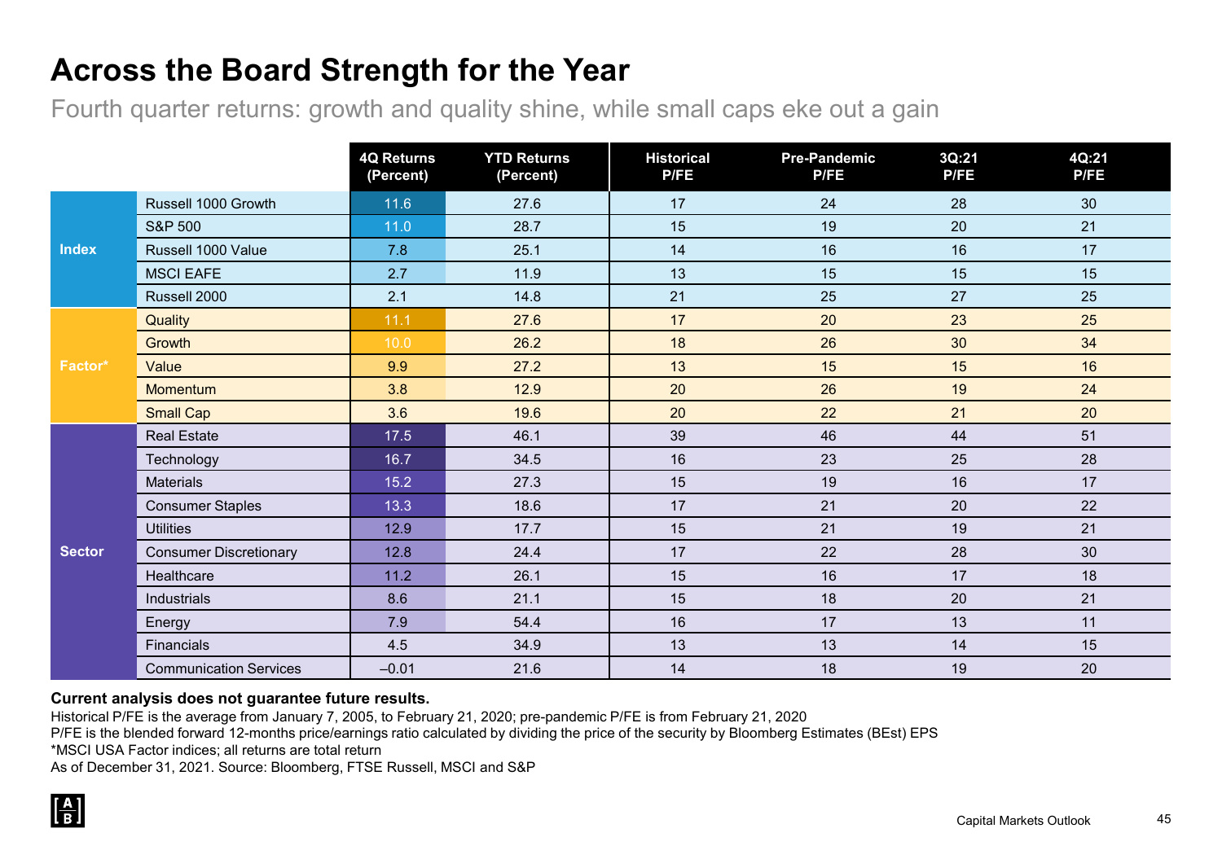# Across the Board Strength for the Year

Fourth quarter returns: growth and quality shine, while small caps eke out a gain

| | | 4Q Returns (Percent) | YTD Returns (Percent) | Historical P/FE | Pre-Pandemic P/FE | 3Q:21 P/FE | 4Q:21 P/FE |
|---|---|---|---|---|---|---|---|
| Index | Russell 1000 Growth | 11.6 | 27.6 | 17 | 24 | 28 | 30 |
| | S&P 500 | 11.0 | 28.7 | 15 | 19 | 20 | 21 |
| | Russell 1000 Value | 7.8 | 25.1 | 14 | 16 | 16 | 17 |
| | MSCI EAFE | 2.7 | 11.9 | 13 | 15 | 15 | 15 |
| | Russell 2000 | 2.1 | 14.8 | 21 | 25 | 27 | 25 |
| Factor* | Quality | 11.1 | 27.6 | 17 | 20 | 23 | 25 |
| | Growth | 10.0 | 26.2 | 18 | 26 | 30 | 34 |
| | Value | 9.9 | 27.2 | 13 | 15 | 15 | 16 |
| | Momentum | 3.8 | 12.9 | 20 | 26 | 19 | 24 |
| | Small Cap | 3.6 | 19.6 | 20 | 22 | 21 | 20 |
| Sector | Real Estate | 17.5 | 46.1 | 39 | 46 | 44 | 51 |
| | Technology | 16.7 | 34.5 | 16 | 23 | 25 | 28 |
| | Materials | 15.2 | 27.3 | 15 | 19 | 16 | 17 |
| | Consumer Staples | 13.3 | 18.6 | 17 | 21 | 20 | 22 |
| | Utilities | 12.9 | 17.7 | 15 | 21 | 19 | 21 |
| | Consumer Discretionary | 12.8 | 24.4 | 17 | 22 | 28 | 30 |
| | Healthcare | 11.2 | 26.1 | 15 | 16 | 17 | 18 |
| | Industrials | 8.6 | 21.1 | 15 | 18 | 20 | 21 |
| | Energy | 7.9 | 54.4 | 16 | 17 | 13 | 11 |
| | Financials | 4.5 | 34.9 | 13 | 13 | 14 | 15 |
| | Communication Services | –0.01 | 21.6 | 14 | 18 | 19 | 20 |

**Current analysis does not guarantee future results.**

Historical P/FE is the average from January 7, 2005, to February 21, 2020; pre-pandemic P/FE is from February 21, 2020

P/FE is the blended forward 12-months price/earnings ratio calculated by dividing the price of the security by Bloomberg Estimates (BEst) EPS

*MSCI USA Factor indices; all returns are total return

As of December 31, 2021. Source: Bloomberg, FTSE Russell, MSCI and S&P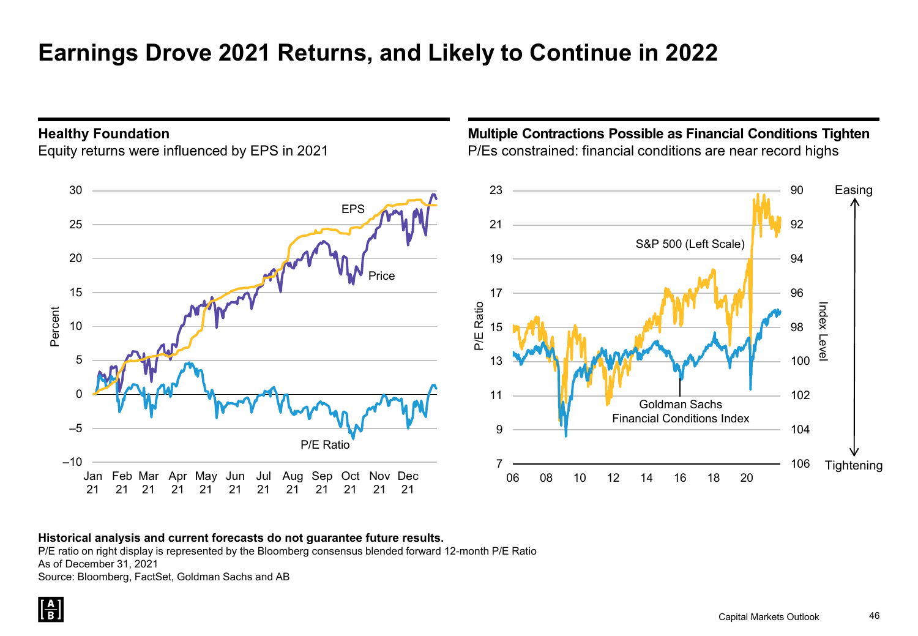# Earnings Drove 2021 Returns, and Likely to Continue in 2022

## Healthy Foundation

Equity returns were influenced by EPS in 2021

## Multiple Contractions Possible as Financial Conditions Tighten

P/Es constrained: financial conditions are near record highs

**Historical analysis and current forecasts do not guarantee future results.**

P/E ratio on right display is represented by the Bloomberg consensus blended forward 12-month P/E Ratio

As of December 31, 2021

Source: Bloomberg, FactSet, Goldman Sachs and AB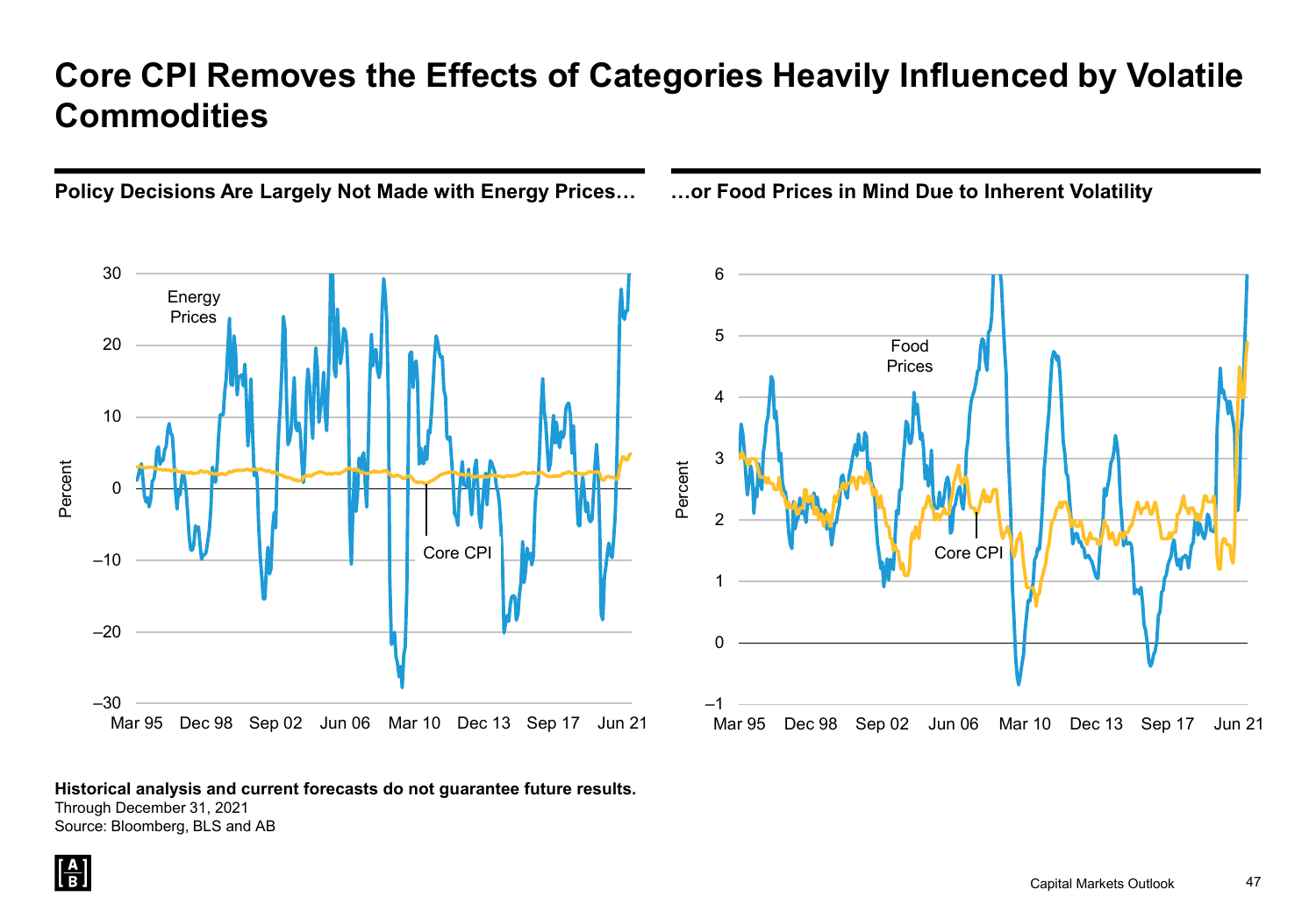# Core CPI Removes the Effects of Categories Heavily Influenced by Volatile Commodities

**Policy Decisions Are Largely Not Made with Energy Prices…**

**…or Food Prices in Mind Due to Inherent Volatility**

**Historical analysis and current forecasts do not guarantee future results.**

Through December 31, 2021

Source: Bloomberg, BLS and AB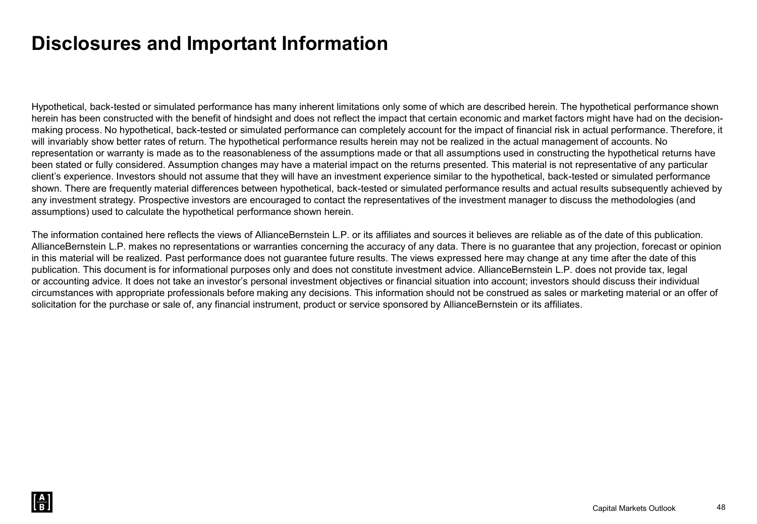# Disclosures and Important Information

Hypothetical, back-tested or simulated performance has many inherent limitations only some of which are described herein. The hypothetical performance shown herein has been constructed with the benefit of hindsight and does not reflect the impact that certain economic and market factors might have had on the decision-making process. No hypothetical, back-tested or simulated performance can completely account for the impact of financial risk in actual performance. Therefore, it will invariably show better rates of return. The hypothetical performance results herein may not be realized in the actual management of accounts. No representation or warranty is made as to the reasonableness of the assumptions made or that all assumptions used in constructing the hypothetical returns have been stated or fully considered. Assumption changes may have a material impact on the returns presented. This material is not representative of any particular client's experience. Investors should not assume that they will have an investment experience similar to the hypothetical, back-tested or simulated performance shown. There are frequently material differences between hypothetical, back-tested or simulated performance results and actual results subsequently achieved by any investment strategy. Prospective investors are encouraged to contact the representatives of the investment manager to discuss the methodologies (and assumptions) used to calculate the hypothetical performance shown herein.

The information contained here reflects the views of AllianceBernstein L.P. or its affiliates and sources it believes are reliable as of the date of this publication. AllianceBernstein L.P. makes no representations or warranties concerning the accuracy of any data. There is no guarantee that any projection, forecast or opinion in this material will be realized. Past performance does not guarantee future results. The views expressed here may change at any time after the date of this publication. This document is for informational purposes only and does not constitute investment advice. AllianceBernstein L.P. does not provide tax, legal or accounting advice. It does not take an investor's personal investment objectives or financial situation into account; investors should discuss their individual circumstances with appropriate professionals before making any decisions. This information should not be construed as sales or marketing material or an offer of solicitation for the purchase or sale of, any financial instrument, product or service sponsored by AllianceBernstein or its affiliates.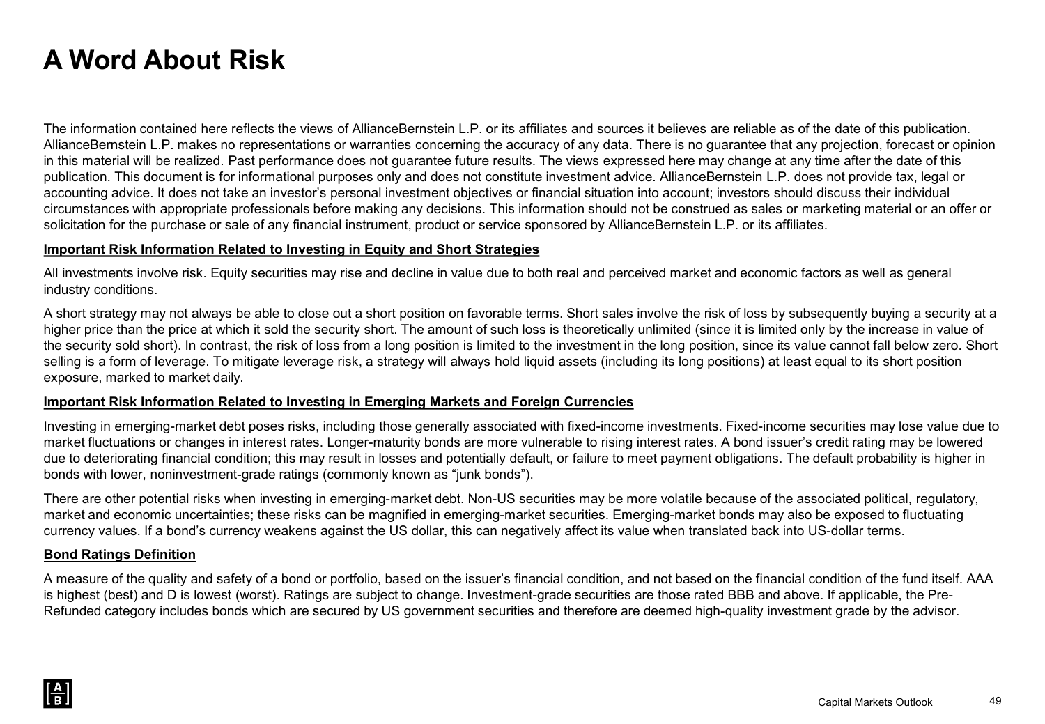# A Word About Risk

The information contained here reflects the views of AllianceBernstein L.P. or its affiliates and sources it believes are reliable as of the date of this publication. AllianceBernstein L.P. makes no representations or warranties concerning the accuracy of any data. There is no guarantee that any projection, forecast or opinion in this material will be realized. Past performance does not guarantee future results. The views expressed here may change at any time after the date of this publication. This document is for informational purposes only and does not constitute investment advice. AllianceBernstein L.P. does not provide tax, legal or accounting advice. It does not take an investor's personal investment objectives or financial situation into account; investors should discuss their individual circumstances with appropriate professionals before making any decisions. This information should not be construed as sales or marketing material or an offer or solicitation for the purchase or sale of any financial instrument, product or service sponsored by AllianceBernstein L.P. or its affiliates.

**Important Risk Information Related to Investing in Equity and Short Strategies**

All investments involve risk. Equity securities may rise and decline in value due to both real and perceived market and economic factors as well as general industry conditions.

A short strategy may not always be able to close out a short position on favorable terms. Short sales involve the risk of loss by subsequently buying a security at a higher price than the price at which it sold the security short. The amount of such loss is theoretically unlimited (since it is limited only by the increase in value of the security sold short). In contrast, the risk of loss from a long position is limited to the investment in the long position, since its value cannot fall below zero. Short selling is a form of leverage. To mitigate leverage risk, a strategy will always hold liquid assets (including its long positions) at least equal to its short position exposure, marked to market daily.

**Important Risk Information Related to Investing in Emerging Markets and Foreign Currencies**

Investing in emerging-market debt poses risks, including those generally associated with fixed-income investments. Fixed-income securities may lose value due to market fluctuations or changes in interest rates. Longer-maturity bonds are more vulnerable to rising interest rates. A bond issuer's credit rating may be lowered due to deteriorating financial condition; this may result in losses and potentially default, or failure to meet payment obligations. The default probability is higher in bonds with lower, noninvestment-grade ratings (commonly known as "junk bonds").

There are other potential risks when investing in emerging-market debt. Non-US securities may be more volatile because of the associated political, regulatory, market and economic uncertainties; these risks can be magnified in emerging-market securities. Emerging-market bonds may also be exposed to fluctuating currency values. If a bond's currency weakens against the US dollar, this can negatively affect its value when translated back into US-dollar terms.

**Bond Ratings Definition**

A measure of the quality and safety of a bond or portfolio, based on the issuer's financial condition, and not based on the financial condition of the fund itself. AAA is highest (best) and D is lowest (worst). Ratings are subject to change. Investment-grade securities are those rated BBB and above. If applicable, the Pre-Refunded category includes bonds which are secured by US government securities and therefore are deemed high-quality investment grade by the advisor.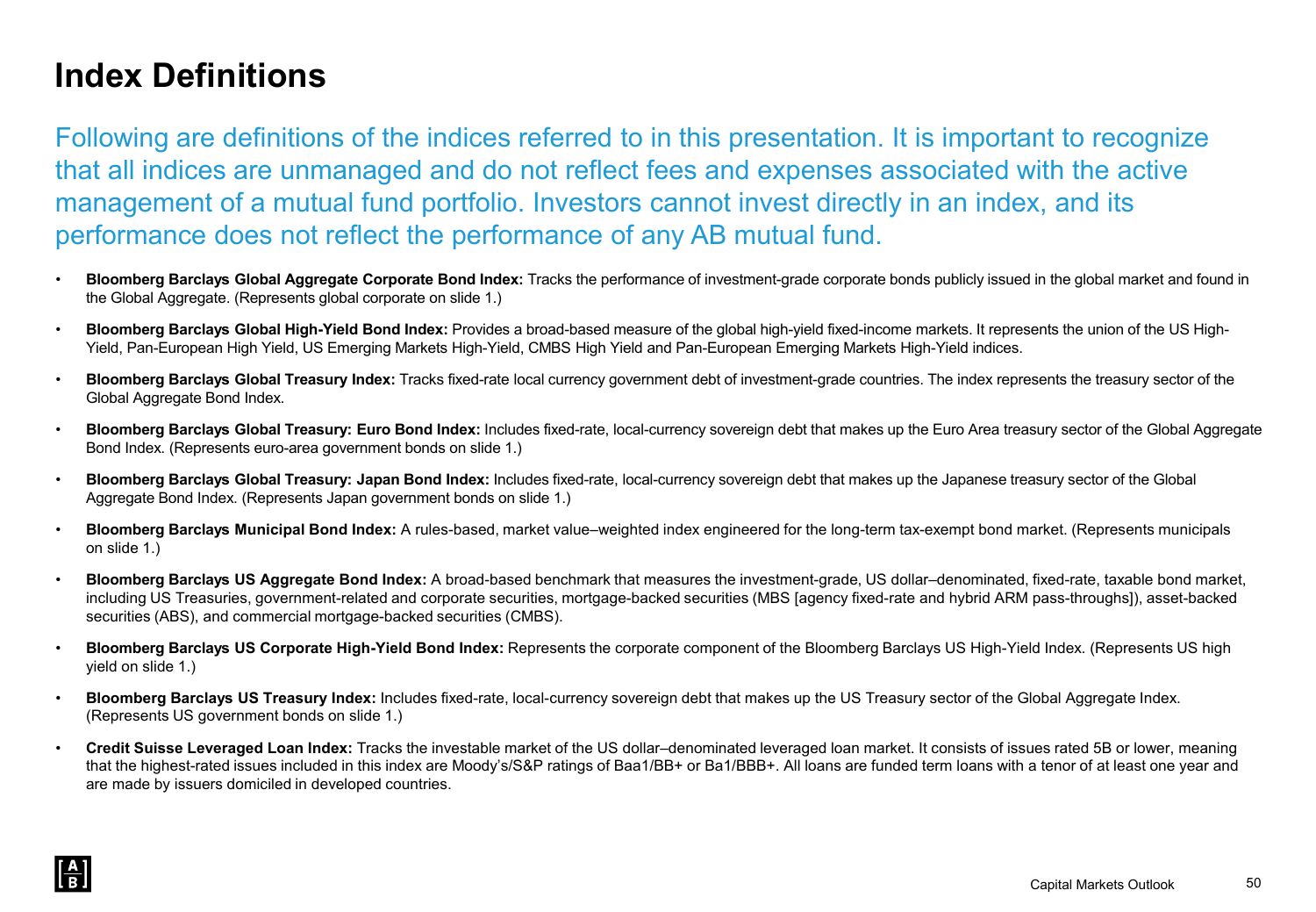# Index Definitions

Following are definitions of the indices referred to in this presentation. It is important to recognize that all indices are unmanaged and do not reflect fees and expenses associated with the active management of a mutual fund portfolio. Investors cannot invest directly in an index, and its performance does not reflect the performance of any AB mutual fund.

- **Bloomberg Barclays Global Aggregate Corporate Bond Index:** Tracks the performance of investment-grade corporate bonds publicly issued in the global market and found in the Global Aggregate. (Represents global corporate on slide 1.)
- **Bloomberg Barclays Global High-Yield Bond Index:** Provides a broad-based measure of the global high-yield fixed-income markets. It represents the union of the US High-Yield, Pan-European High Yield, US Emerging Markets High-Yield, CMBS High Yield and Pan-European Emerging Markets High-Yield indices.
- **Bloomberg Barclays Global Treasury Index:** Tracks fixed-rate local currency government debt of investment-grade countries. The index represents the treasury sector of the Global Aggregate Bond Index.
- **Bloomberg Barclays Global Treasury: Euro Bond Index:** Includes fixed-rate, local-currency sovereign debt that makes up the Euro Area treasury sector of the Global Aggregate Bond Index. (Represents euro-area government bonds on slide 1.)
- **Bloomberg Barclays Global Treasury: Japan Bond Index:** Includes fixed-rate, local-currency sovereign debt that makes up the Japanese treasury sector of the Global Aggregate Bond Index. (Represents Japan government bonds on slide 1.)
- **Bloomberg Barclays Municipal Bond Index:** A rules-based, market value–weighted index engineered for the long-term tax-exempt bond market. (Represents municipals on slide 1.)
- **Bloomberg Barclays US Aggregate Bond Index:** A broad-based benchmark that measures the investment-grade, US dollar–denominated, fixed-rate, taxable bond market, including US Treasuries, government-related and corporate securities, mortgage-backed securities (MBS [agency fixed-rate and hybrid ARM pass-throughs]), asset-backed securities (ABS), and commercial mortgage-backed securities (CMBS).
- **Bloomberg Barclays US Corporate High-Yield Bond Index:** Represents the corporate component of the Bloomberg Barclays US High-Yield Index. (Represents US high yield on slide 1.)
- **Bloomberg Barclays US Treasury Index:** Includes fixed-rate, local-currency sovereign debt that makes up the US Treasury sector of the Global Aggregate Index. (Represents US government bonds on slide 1.)
- **Credit Suisse Leveraged Loan Index:** Tracks the investable market of the US dollar–denominated leveraged loan market. It consists of issues rated 5B or lower, meaning that the highest-rated issues included in this index are Moody's/S&P ratings of Baa1/BB+ or Ba1/BBB+. All loans are funded term loans with a tenor of at least one year and are made by issuers domiciled in developed countries.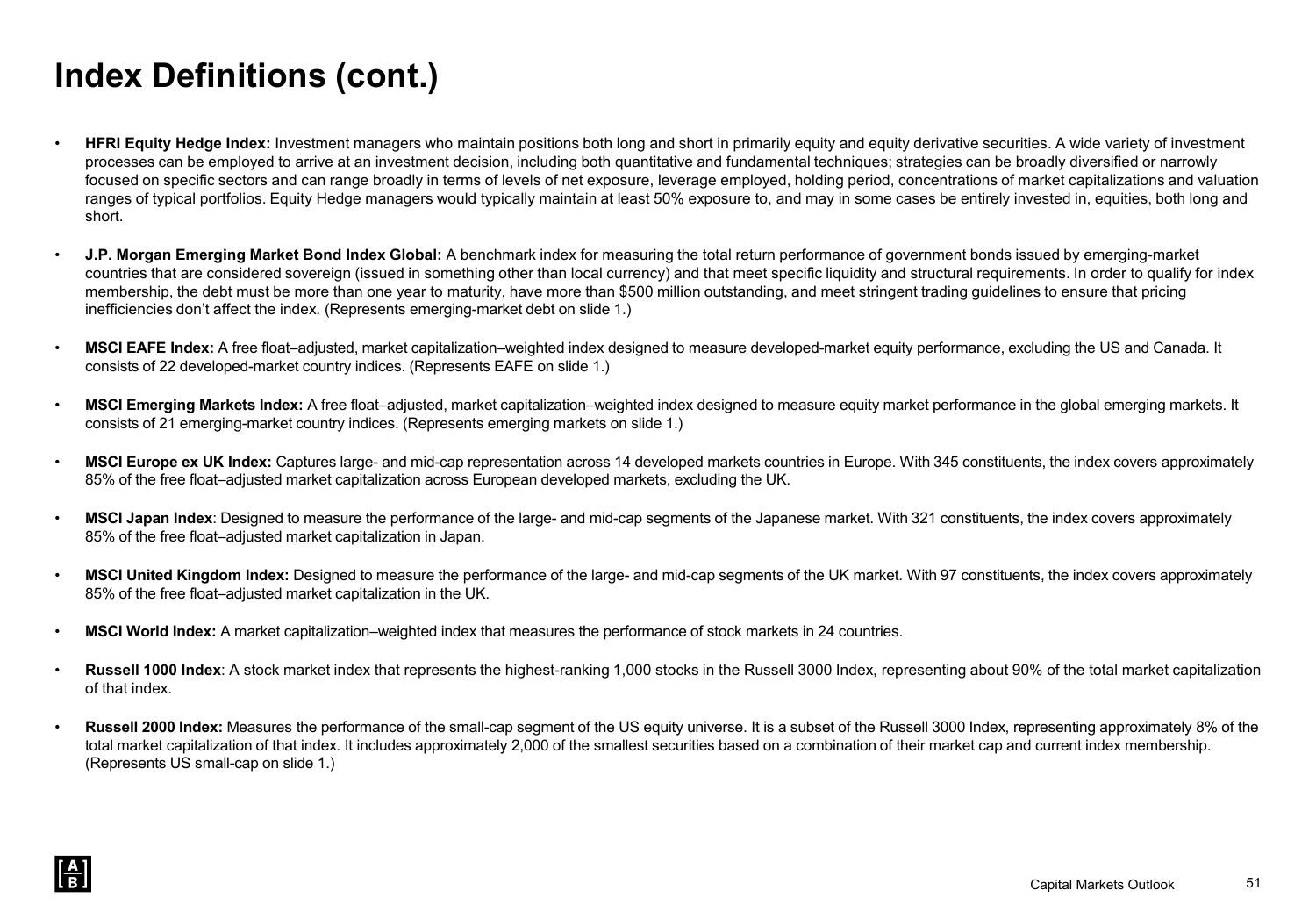# Index Definitions (cont.)

- **HFRI Equity Hedge Index:** Investment managers who maintain positions both long and short in primarily equity and equity derivative securities. A wide variety of investment processes can be employed to arrive at an investment decision, including both quantitative and fundamental techniques; strategies can be broadly diversified or narrowly focused on specific sectors and can range broadly in terms of levels of net exposure, leverage employed, holding period, concentrations of market capitalizations and valuation ranges of typical portfolios. Equity Hedge managers would typically maintain at least 50% exposure to, and may in some cases be entirely invested in, equities, both long and short.

- **J.P. Morgan Emerging Market Bond Index Global:** A benchmark index for measuring the total return performance of government bonds issued by emerging-market countries that are considered sovereign (issued in something other than local currency) and that meet specific liquidity and structural requirements. In order to qualify for index membership, the debt must be more than one year to maturity, have more than $500 million outstanding, and meet stringent trading guidelines to ensure that pricing inefficiencies don't affect the index. (Represents emerging-market debt on slide 1.)

- **MSCI EAFE Index:** A free float–adjusted, market capitalization–weighted index designed to measure developed-market equity performance, excluding the US and Canada. It consists of 22 developed-market country indices. (Represents EAFE on slide 1.)

- **MSCI Emerging Markets Index:** A free float–adjusted, market capitalization–weighted index designed to measure equity market performance in the global emerging markets. It consists of 21 emerging-market country indices. (Represents emerging markets on slide 1.)

- **MSCI Europe ex UK Index:** Captures large- and mid-cap representation across 14 developed markets countries in Europe. With 345 constituents, the index covers approximately 85% of the free float–adjusted market capitalization across European developed markets, excluding the UK.

- **MSCI Japan Index**: Designed to measure the performance of the large- and mid-cap segments of the Japanese market. With 321 constituents, the index covers approximately 85% of the free float–adjusted market capitalization in Japan.

- **MSCI United Kingdom Index:** Designed to measure the performance of the large- and mid-cap segments of the UK market. With 97 constituents, the index covers approximately 85% of the free float–adjusted market capitalization in the UK.

- **MSCI World Index:** A market capitalization–weighted index that measures the performance of stock markets in 24 countries.

- **Russell 1000 Index**: A stock market index that represents the highest-ranking 1,000 stocks in the Russell 3000 Index, representing about 90% of the total market capitalization of that index.

- **Russell 2000 Index:** Measures the performance of the small-cap segment of the US equity universe. It is a subset of the Russell 3000 Index, representing approximately 8% of the total market capitalization of that index. It includes approximately 2,000 of the smallest securities based on a combination of their market cap and current index membership. (Represents US small-cap on slide 1.)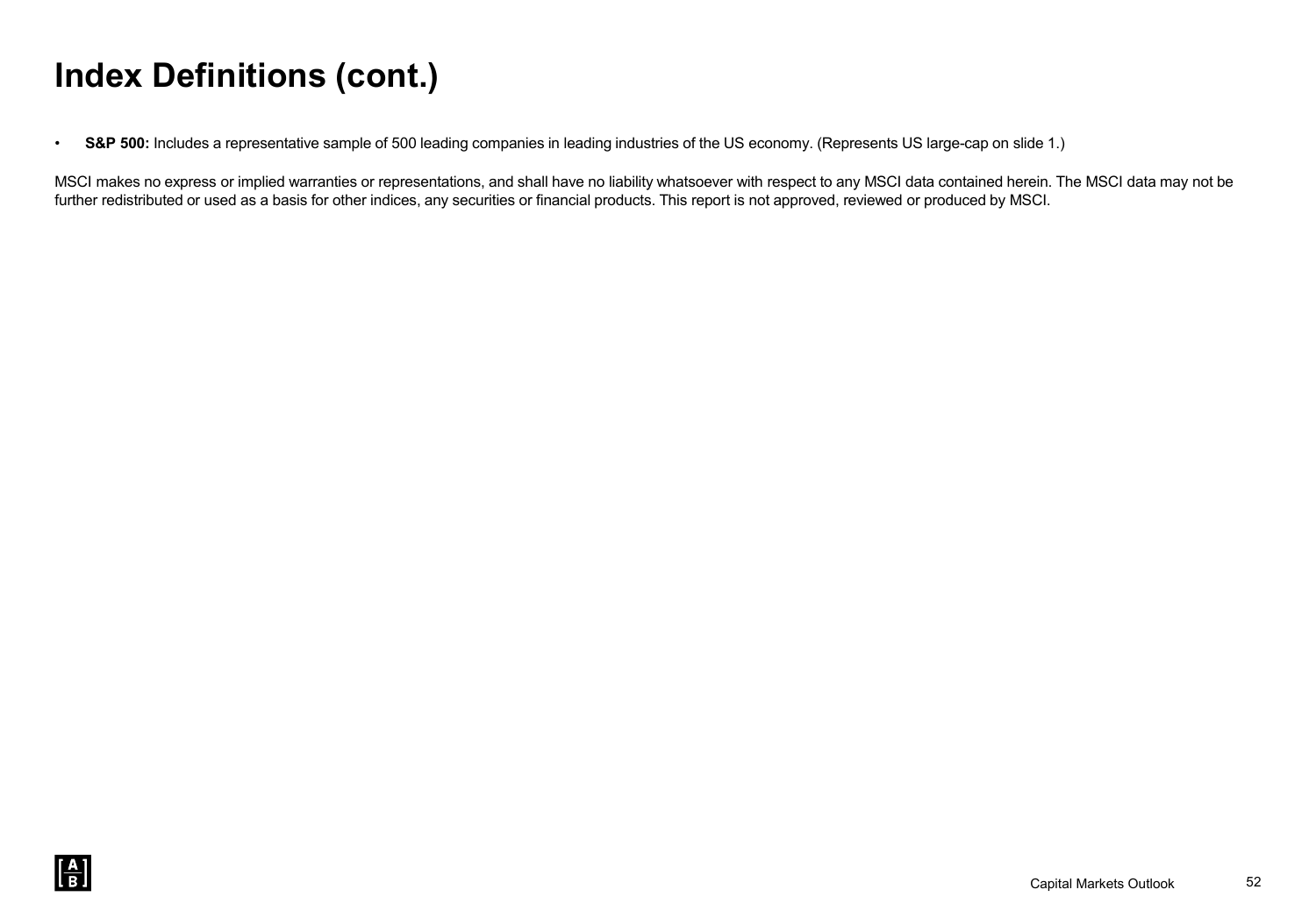# Index Definitions (cont.)

- **S&P 500:** Includes a representative sample of 500 leading companies in leading industries of the US economy. (Represents US large-cap on slide 1.)

MSCI makes no express or implied warranties or representations, and shall have no liability whatsoever with respect to any MSCI data contained herein. The MSCI data may not be further redistributed or used as a basis for other indices, any securities or financial products. This report is not approved, reviewed or produced by MSCI.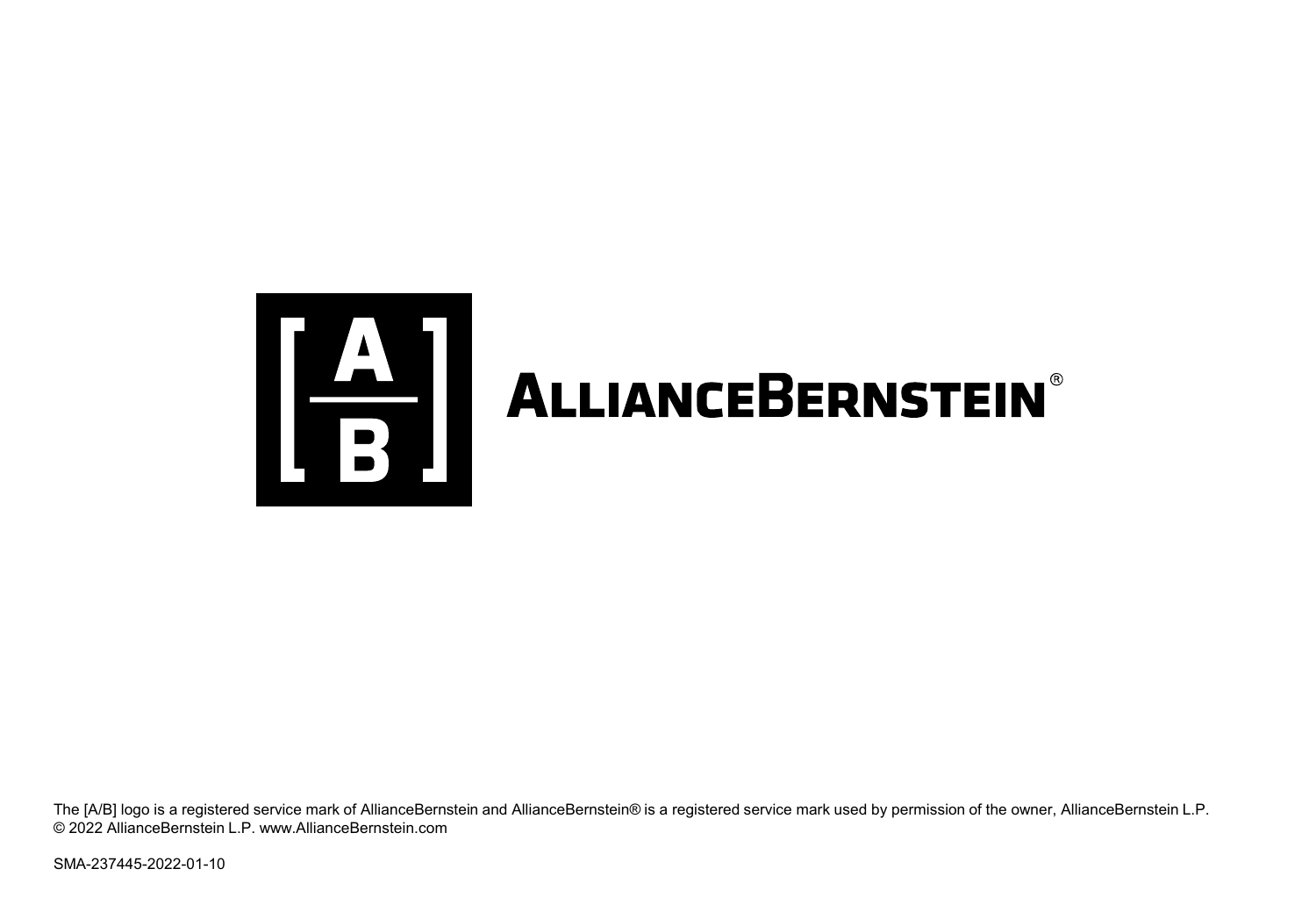ALLIANCEBERNSTEIN®

The [A/B] logo is a registered service mark of AllianceBernstein and AllianceBernstein® is a registered service mark used by permission of the owner, AllianceBernstein L.P.
© 2022 AllianceBernstein L.P. www.AllianceBernstein.com

SMA-237445-2022-01-10